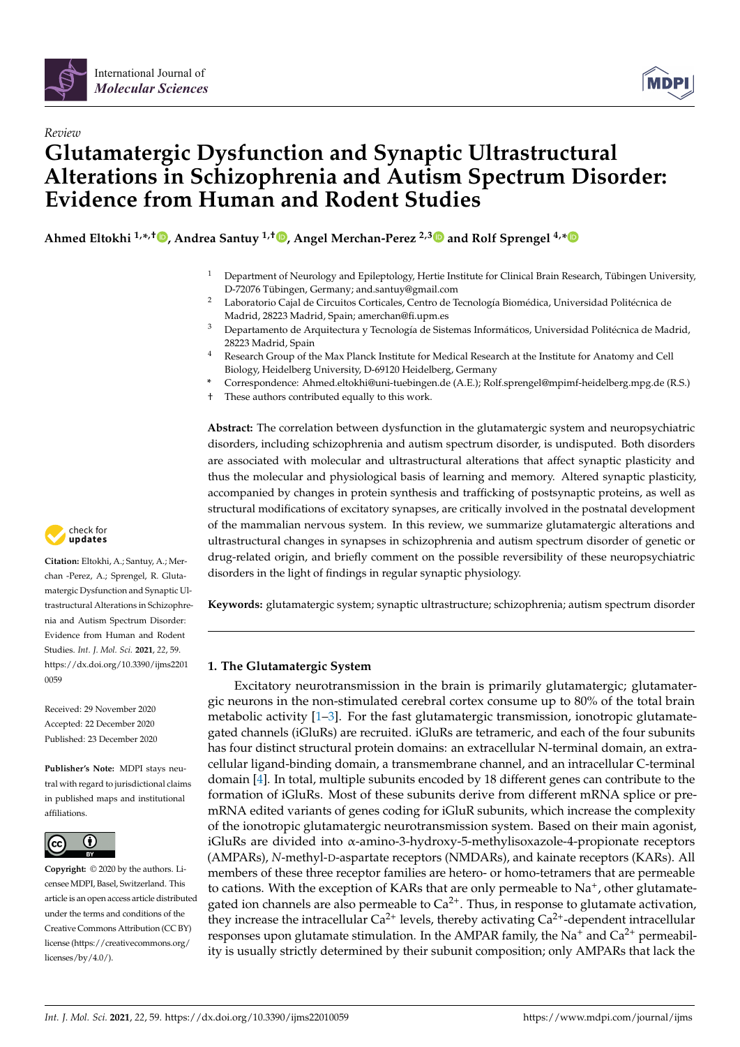Review

# Glutamatergic Dysfunction and Synaptic Ultrastructural Alterations in Schizophrenia and Autism Spectrum Disorder: Evidence from Human and Rodent Studies

**Ahmed Eltokhi [1,*,†], Andrea Santuy [1,†], Angel Merchan-Perez [2,3] and Rolf Sprengel [4,*]**

[1] Department of Neurology and Epileptology, Hertie Institute for Clinical Brain Research, Tübingen University, D-72076 Tübingen, Germany; and.santuy@gmail.com

[2] Laboratorio Cajal de Circuitos Corticales, Centro de Tecnología Biomédica, Universidad Politécnica de Madrid, 28223 Madrid, Spain; amerchan@fi.upm.es

[3] Departamento de Arquitectura y Tecnología de Sistemas Informáticos, Universidad Politécnica de Madrid, 28223 Madrid, Spain

[4] Research Group of the Max Planck Institute for Medical Research at the Institute for Anatomy and Cell Biology, Heidelberg University, D-69120 Heidelberg, Germany

\* Correspondence: Ahmed.eltokhi@uni-tuebingen.de (A.E.); Rolf.sprengel@mpimf-heidelberg.mpg.de (R.S.)

† These authors contributed equally to this work.

**Citation:** Eltokhi, A.; Santuy, A.; Merchan -Perez, A.; Sprengel, R. Glutamatergic Dysfunction and Synaptic Ultrastructural Alterations in Schizophrenia and Autism Spectrum Disorder: Evidence from Human and Rodent Studies. *Int. J. Mol. Sci.* **2021**, *22*, 59. https://dx.doi.org/10.3390/ijms22010059

Received: 29 November 2020
Accepted: 22 December 2020
Published: 23 December 2020

**Publisher's Note:** MDPI stays neutral with regard to jurisdictional claims in published maps and institutional affiliations.

**Copyright:** © 2020 by the authors. Licensee MDPI, Basel, Switzerland. This article is an open access article distributed under the terms and conditions of the Creative Commons Attribution (CC BY) license (https://creativecommons.org/licenses/by/4.0/).

**Abstract:** The correlation between dysfunction in the glutamatergic system and neuropsychiatric disorders, including schizophrenia and autism spectrum disorder, is undisputed. Both disorders are associated with molecular and ultrastructural alterations that affect synaptic plasticity and thus the molecular and physiological basis of learning and memory. Altered synaptic plasticity, accompanied by changes in protein synthesis and trafficking of postsynaptic proteins, as well as structural modifications of excitatory synapses, are critically involved in the postnatal development of the mammalian nervous system. In this review, we summarize glutamatergic alterations and ultrastructural changes in synapses in schizophrenia and autism spectrum disorder of genetic or drug-related origin, and briefly comment on the possible reversibility of these neuropsychiatric disorders in the light of findings in regular synaptic physiology.

**Keywords:** glutamatergic system; synaptic ultrastructure; schizophrenia; autism spectrum disorder

## 1. The Glutamatergic System

Excitatory neurotransmission in the brain is primarily glutamatergic; glutamatergic neurons in the non-stimulated cerebral cortex consume up to 80% of the total brain metabolic activity [1–3]. For the fast glutamatergic transmission, ionotropic glutamate-gated channels (iGluRs) are recruited. iGluRs are tetrameric, and each of the four subunits has four distinct structural protein domains: an extracellular N-terminal domain, an extracellular ligand-binding domain, a transmembrane channel, and an intracellular C-terminal domain [4]. In total, multiple subunits encoded by 18 different genes can contribute to the formation of iGluRs. Most of these subunits derive from different mRNA splice or pre-mRNA edited variants of genes coding for iGluR subunits, which increase the complexity of the ionotropic glutamatergic neurotransmission system. Based on their main agonist, iGluRs are divided into α-amino-3-hydroxy-5-methylisoxazole-4-propionate receptors (AMPARs), *N*-methyl-D-aspartate receptors (NMDARs), and kainate receptors (KARs). All members of these three receptor families are hetero- or homo-tetramers that are permeable to cations. With the exception of KARs that are only permeable to $Na^+$, other glutamate-gated ion channels are also permeable to $Ca^{2+}$. Thus, in response to glutamate activation, they increase the intracellular $Ca^{2+}$ levels, thereby activating $Ca^{2+}$-dependent intracellular responses upon glutamate stimulation. In the AMPAR family, the $Na^+$ and $Ca^{2+}$ permeability is usually strictly determined by their subunit composition; only AMPARs that lack the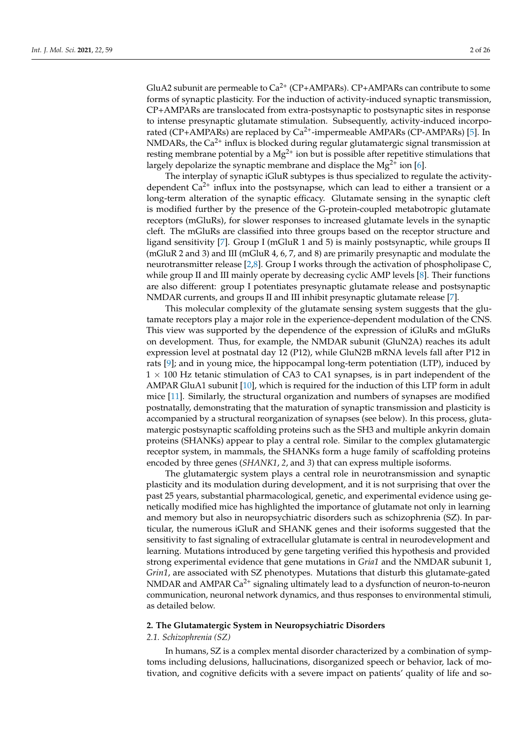GluA2 subunit are permeable to $Ca^{2+}$ (CP+AMPARs). CP+AMPARs can contribute to some forms of synaptic plasticity. For the induction of activity-induced synaptic transmission, CP+AMPARs are translocated from extra-postsynaptic to postsynaptic sites in response to intense presynaptic glutamate stimulation. Subsequently, activity-induced incorporated (CP+AMPARs) are replaced by $Ca^{2+}$-impermeable AMPARs (CP-AMPARs) [5]. In NMDARs, the $Ca^{2+}$ influx is blocked during regular glutamatergic signal transmission at resting membrane potential by a $Mg^{2+}$ ion but is possible after repetitive stimulations that largely depolarize the synaptic membrane and displace the $Mg^{2+}$ ion [6].

The interplay of synaptic iGluR subtypes is thus specialized to regulate the activity-dependent $Ca^{2+}$ influx into the postsynapse, which can lead to either a transient or a long-term alteration of the synaptic efficacy. Glutamate sensing in the synaptic cleft is modified further by the presence of the G-protein-coupled metabotropic glutamate receptors (mGluRs), for slower responses to increased glutamate levels in the synaptic cleft. The mGluRs are classified into three groups based on the receptor structure and ligand sensitivity [7]. Group I (mGluR 1 and 5) is mainly postsynaptic, while groups II (mGluR 2 and 3) and III (mGluR 4, 6, 7, and 8) are primarily presynaptic and modulate the neurotransmitter release [2,8]. Group I works through the activation of phospholipase C, while group II and III mainly operate by decreasing cyclic AMP levels [8]. Their functions are also different: group I potentiates presynaptic glutamate release and postsynaptic NMDAR currents, and groups II and III inhibit presynaptic glutamate release [7].

This molecular complexity of the glutamate sensing system suggests that the glutamate receptors play a major role in the experience-dependent modulation of the CNS. This view was supported by the dependence of the expression of iGluRs and mGluRs on development. Thus, for example, the NMDAR subunit (GluN2A) reaches its adult expression level at postnatal day 12 (P12), while GluN2B mRNA levels fall after P12 in rats [9]; and in young mice, the hippocampal long-term potentiation (LTP), induced by $1 \times 100$ Hz tetanic stimulation of CA3 to CA1 synapses, is in part independent of the AMPAR GluA1 subunit [10], which is required for the induction of this LTP form in adult mice [11]. Similarly, the structural organization and numbers of synapses are modified postnatally, demonstrating that the maturation of synaptic transmission and plasticity is accompanied by a structural reorganization of synapses (see below). In this process, glutamatergic postsynaptic scaffolding proteins such as the SH3 and multiple ankyrin domain proteins (SHANKs) appear to play a central role. Similar to the complex glutamatergic receptor system, in mammals, the SHANKs form a huge family of scaffolding proteins encoded by three genes (*SHANK1*, *2*, and *3*) that can express multiple isoforms.

The glutamatergic system plays a central role in neurotransmission and synaptic plasticity and its modulation during development, and it is not surprising that over the past 25 years, substantial pharmacological, genetic, and experimental evidence using genetically modified mice has highlighted the importance of glutamate not only in learning and memory but also in neuropsychiatric disorders such as schizophrenia (SZ). In particular, the numerous iGluR and SHANK genes and their isoforms suggested that the sensitivity to fast signaling of extracellular glutamate is central in neurodevelopment and learning. Mutations introduced by gene targeting verified this hypothesis and provided strong experimental evidence that gene mutations in *Gria1* and the NMDAR subunit 1, *Grin1*, are associated with SZ phenotypes. Mutations that disturb this glutamate-gated NMDAR and AMPAR $Ca^{2+}$ signaling ultimately lead to a dysfunction of neuron-to-neuron communication, neuronal network dynamics, and thus responses to environmental stimuli, as detailed below.

## 2. The Glutamatergic System in Neuropsychiatric Disorders

### 2.1. Schizophrenia (SZ)

In humans, SZ is a complex mental disorder characterized by a combination of symptoms including delusions, hallucinations, disorganized speech or behavior, lack of motivation, and cognitive deficits with a severe impact on patients' quality of life and so-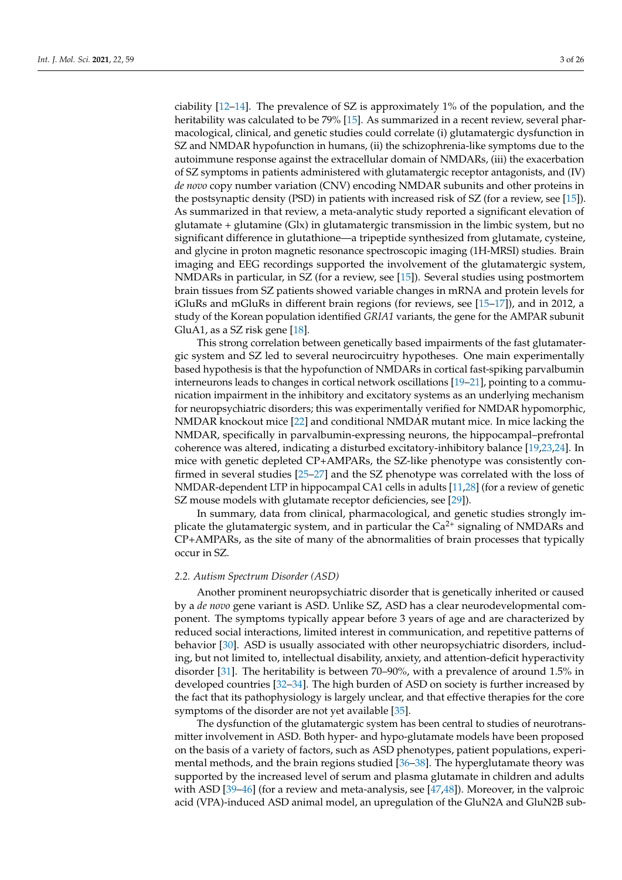ciability [12–14]. The prevalence of SZ is approximately 1% of the population, and the heritability was calculated to be 79% [15]. As summarized in a recent review, several pharmacological, clinical, and genetic studies could correlate (i) glutamatergic dysfunction in SZ and NMDAR hypofunction in humans, (ii) the schizophrenia-like symptoms due to the autoimmune response against the extracellular domain of NMDARs, (iii) the exacerbation of SZ symptoms in patients administered with glutamatergic receptor antagonists, and (IV) *de novo* copy number variation (CNV) encoding NMDAR subunits and other proteins in the postsynaptic density (PSD) in patients with increased risk of SZ (for a review, see [15]). As summarized in that review, a meta-analytic study reported a significant elevation of glutamate + glutamine (Glx) in glutamatergic transmission in the limbic system, but no significant difference in glutathione—a tripeptide synthesized from glutamate, cysteine, and glycine in proton magnetic resonance spectroscopic imaging (1H-MRSI) studies. Brain imaging and EEG recordings supported the involvement of the glutamatergic system, NMDARs in particular, in SZ (for a review, see [15]). Several studies using postmortem brain tissues from SZ patients showed variable changes in mRNA and protein levels for iGluRs and mGluRs in different brain regions (for reviews, see [15–17]), and in 2012, a study of the Korean population identified *GRIA1* variants, the gene for the AMPAR subunit GluA1, as a SZ risk gene [18].

This strong correlation between genetically based impairments of the fast glutamatergic system and SZ led to several neurocircuitry hypotheses. One main experimentally based hypothesis is that the hypofunction of NMDARs in cortical fast-spiking parvalbumin interneurons leads to changes in cortical network oscillations [19–21], pointing to a communication impairment in the inhibitory and excitatory systems as an underlying mechanism for neuropsychiatric disorders; this was experimentally verified for NMDAR hypomorphic, NMDAR knockout mice [22] and conditional NMDAR mutant mice. In mice lacking the NMDAR, specifically in parvalbumin-expressing neurons, the hippocampal–prefrontal coherence was altered, indicating a disturbed excitatory-inhibitory balance [19,23,24]. In mice with genetic depleted CP+AMPARs, the SZ-like phenotype was consistently confirmed in several studies [25–27] and the SZ phenotype was correlated with the loss of NMDAR-dependent LTP in hippocampal CA1 cells in adults [11,28] (for a review of genetic SZ mouse models with glutamate receptor deficiencies, see [29]).

In summary, data from clinical, pharmacological, and genetic studies strongly implicate the glutamatergic system, and in particular the $Ca^{2+}$ signaling of NMDARs and CP+AMPARs, as the site of many of the abnormalities of brain processes that typically occur in SZ.

### 2.2. Autism Spectrum Disorder (ASD)

Another prominent neuropsychiatric disorder that is genetically inherited or caused by a *de novo* gene variant is ASD. Unlike SZ, ASD has a clear neurodevelopmental component. The symptoms typically appear before 3 years of age and are characterized by reduced social interactions, limited interest in communication, and repetitive patterns of behavior [30]. ASD is usually associated with other neuropsychiatric disorders, including, but not limited to, intellectual disability, anxiety, and attention-deficit hyperactivity disorder [31]. The heritability is between 70–90%, with a prevalence of around 1.5% in developed countries [32–34]. The high burden of ASD on society is further increased by the fact that its pathophysiology is largely unclear, and that effective therapies for the core symptoms of the disorder are not yet available [35].

The dysfunction of the glutamatergic system has been central to studies of neurotransmitter involvement in ASD. Both hyper- and hypo-glutamate models have been proposed on the basis of a variety of factors, such as ASD phenotypes, patient populations, experimental methods, and the brain regions studied [36–38]. The hyperglutamate theory was supported by the increased level of serum and plasma glutamate in children and adults with ASD [39–46] (for a review and meta-analysis, see [47,48]). Moreover, in the valproic acid (VPA)-induced ASD animal model, an upregulation of the GluN2A and GluN2B sub-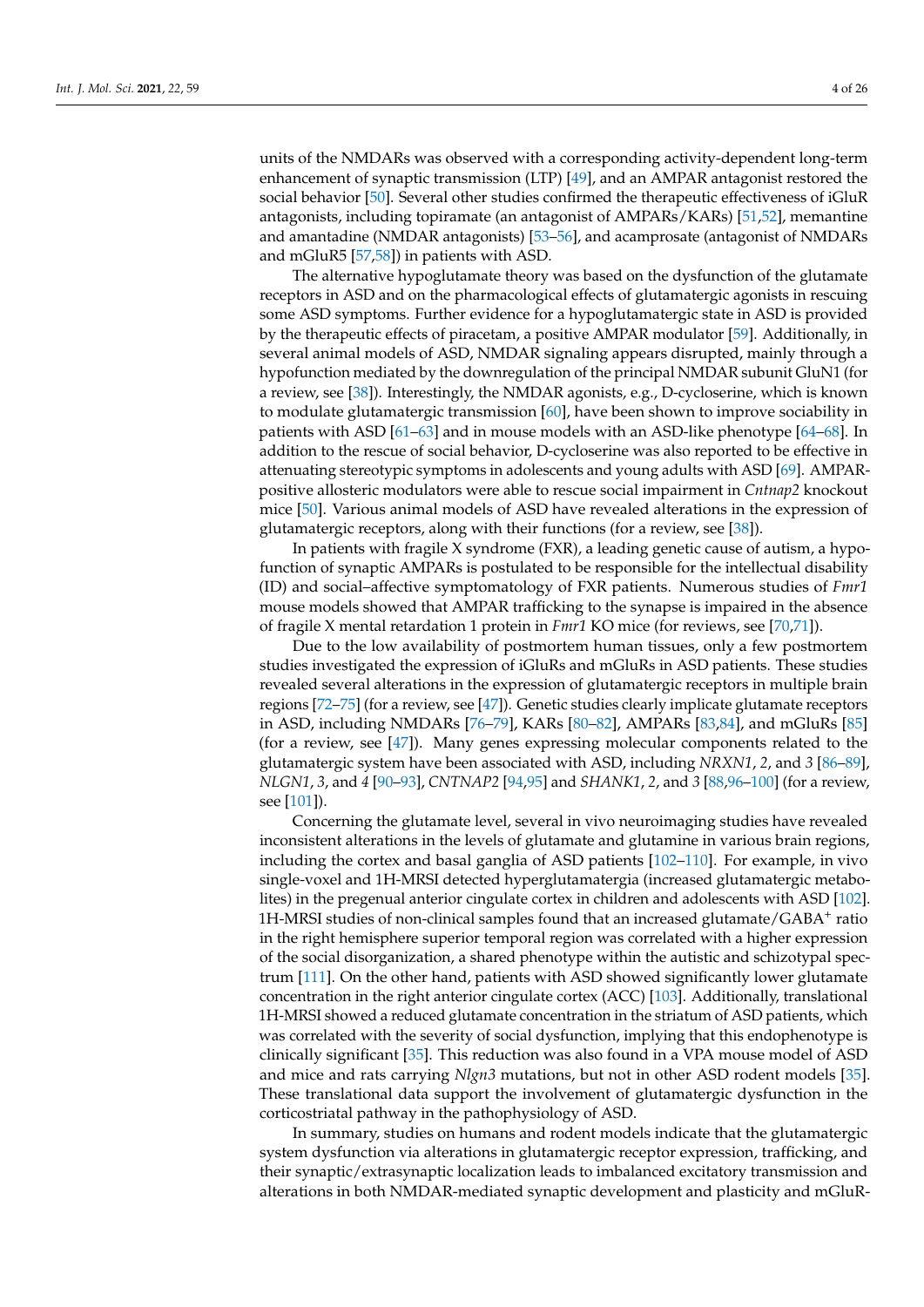units of the NMDARs was observed with a corresponding activity-dependent long-term enhancement of synaptic transmission (LTP) [49], and an AMPAR antagonist restored the social behavior [50]. Several other studies confirmed the therapeutic effectiveness of iGluR antagonists, including topiramate (an antagonist of AMPARs/KARs) [51,52], memantine and amantadine (NMDAR antagonists) [53–56], and acamprosate (antagonist of NMDARs and mGluR5 [57,58]) in patients with ASD.

The alternative hypoglutamate theory was based on the dysfunction of the glutamate receptors in ASD and on the pharmacological effects of glutamatergic agonists in rescuing some ASD symptoms. Further evidence for a hypoglutamatergic state in ASD is provided by the therapeutic effects of piracetam, a positive AMPAR modulator [59]. Additionally, in several animal models of ASD, NMDAR signaling appears disrupted, mainly through a hypofunction mediated by the downregulation of the principal NMDAR subunit GluN1 (for a review, see [38]). Interestingly, the NMDAR agonists, e.g., D-cycloserine, which is known to modulate glutamatergic transmission [60], have been shown to improve sociability in patients with ASD [61–63] and in mouse models with an ASD-like phenotype [64–68]. In addition to the rescue of social behavior, D-cycloserine was also reported to be effective in attenuating stereotypic symptoms in adolescents and young adults with ASD [69]. AMPAR-positive allosteric modulators were able to rescue social impairment in *Cntnap2* knockout mice [50]. Various animal models of ASD have revealed alterations in the expression of glutamatergic receptors, along with their functions (for a review, see [38]).

In patients with fragile X syndrome (FXR), a leading genetic cause of autism, a hypofunction of synaptic AMPARs is postulated to be responsible for the intellectual disability (ID) and social–affective symptomatology of FXR patients. Numerous studies of *Fmr1* mouse models showed that AMPAR trafficking to the synapse is impaired in the absence of fragile X mental retardation 1 protein in *Fmr1* KO mice (for reviews, see [70,71]).

Due to the low availability of postmortem human tissues, only a few postmortem studies investigated the expression of iGluRs and mGluRs in ASD patients. These studies revealed several alterations in the expression of glutamatergic receptors in multiple brain regions [72–75] (for a review, see [47]). Genetic studies clearly implicate glutamate receptors in ASD, including NMDARs [76–79], KARs [80–82], AMPARs [83,84], and mGluRs [85] (for a review, see [47]). Many genes expressing molecular components related to the glutamatergic system have been associated with ASD, including *NRXN1*, *2*, and *3* [86–89], *NLGN1*, *3*, and *4* [90–93], *CNTNAP2* [94,95] and *SHANK1*, *2*, and *3* [88,96–100] (for a review, see [101]).

Concerning the glutamate level, several in vivo neuroimaging studies have revealed inconsistent alterations in the levels of glutamate and glutamine in various brain regions, including the cortex and basal ganglia of ASD patients [102–110]. For example, in vivo single-voxel and 1H-MRSI detected hyperglutamatergia (increased glutamatergic metabolites) in the pregenual anterior cingulate cortex in children and adolescents with ASD [102]. 1H-MRSI studies of non-clinical samples found that an increased glutamate/GABA$^+$ ratio in the right hemisphere superior temporal region was correlated with a higher expression of the social disorganization, a shared phenotype within the autistic and schizotypal spectrum [111]. On the other hand, patients with ASD showed significantly lower glutamate concentration in the right anterior cingulate cortex (ACC) [103]. Additionally, translational 1H-MRSI showed a reduced glutamate concentration in the striatum of ASD patients, which was correlated with the severity of social dysfunction, implying that this endophenotype is clinically significant [35]. This reduction was also found in a VPA mouse model of ASD and mice and rats carrying *Nlgn3* mutations, but not in other ASD rodent models [35]. These translational data support the involvement of glutamatergic dysfunction in the corticostriatal pathway in the pathophysiology of ASD.

In summary, studies on humans and rodent models indicate that the glutamatergic system dysfunction via alterations in glutamatergic receptor expression, trafficking, and their synaptic/extrasynaptic localization leads to imbalanced excitatory transmission and alterations in both NMDAR-mediated synaptic development and plasticity and mGluR-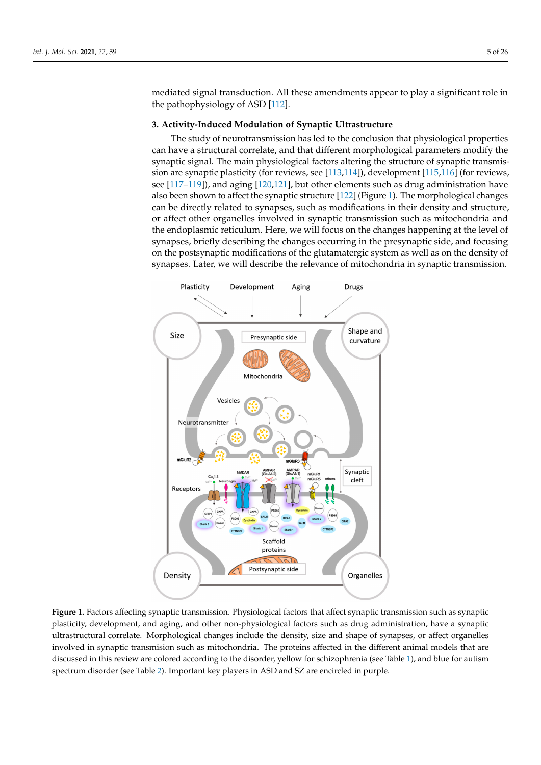mediated signal transduction. All these amendments appear to play a significant role in the pathophysiology of ASD [112].

## 3. Activity-Induced Modulation of Synaptic Ultrastructure

The study of neurotransmission has led to the conclusion that physiological properties can have a structural correlate, and that different morphological parameters modify the synaptic signal. The main physiological factors altering the structure of synaptic transmission are synaptic plasticity (for reviews, see [113,114]), development [115,116] (for reviews, see [117–119]), and aging [120,121], but other elements such as drug administration have also been shown to affect the synaptic structure [122] (Figure 1). The morphological changes can be directly related to synapses, such as modifications in their density and structure, or affect other organelles involved in synaptic transmission such as mitochondria and the endoplasmic reticulum. Here, we will focus on the changes happening at the level of synapses, briefly describing the changes occurring in the presynaptic side, and focusing on the postsynaptic modifications of the glutamatergic system as well as on the density of synapses. Later, we will describe the relevance of mitochondria in synaptic transmission.

**Figure 1.** Factors affecting synaptic transmission. Physiological factors that affect synaptic transmission such as synaptic plasticity, development, and aging, and other non-physiological factors such as drug administration, have a synaptic ultrastructural correlate. Morphological changes include the density, size and shape of synapses, or affect organelles involved in synaptic transmision such as mitochondria. The proteins affected in the different animal models that are discussed in this review are colored according to the disorder, yellow for schizophrenia (see Table 1), and blue for autism spectrum disorder (see Table 2). Important key players in ASD and SZ are encircled in purple.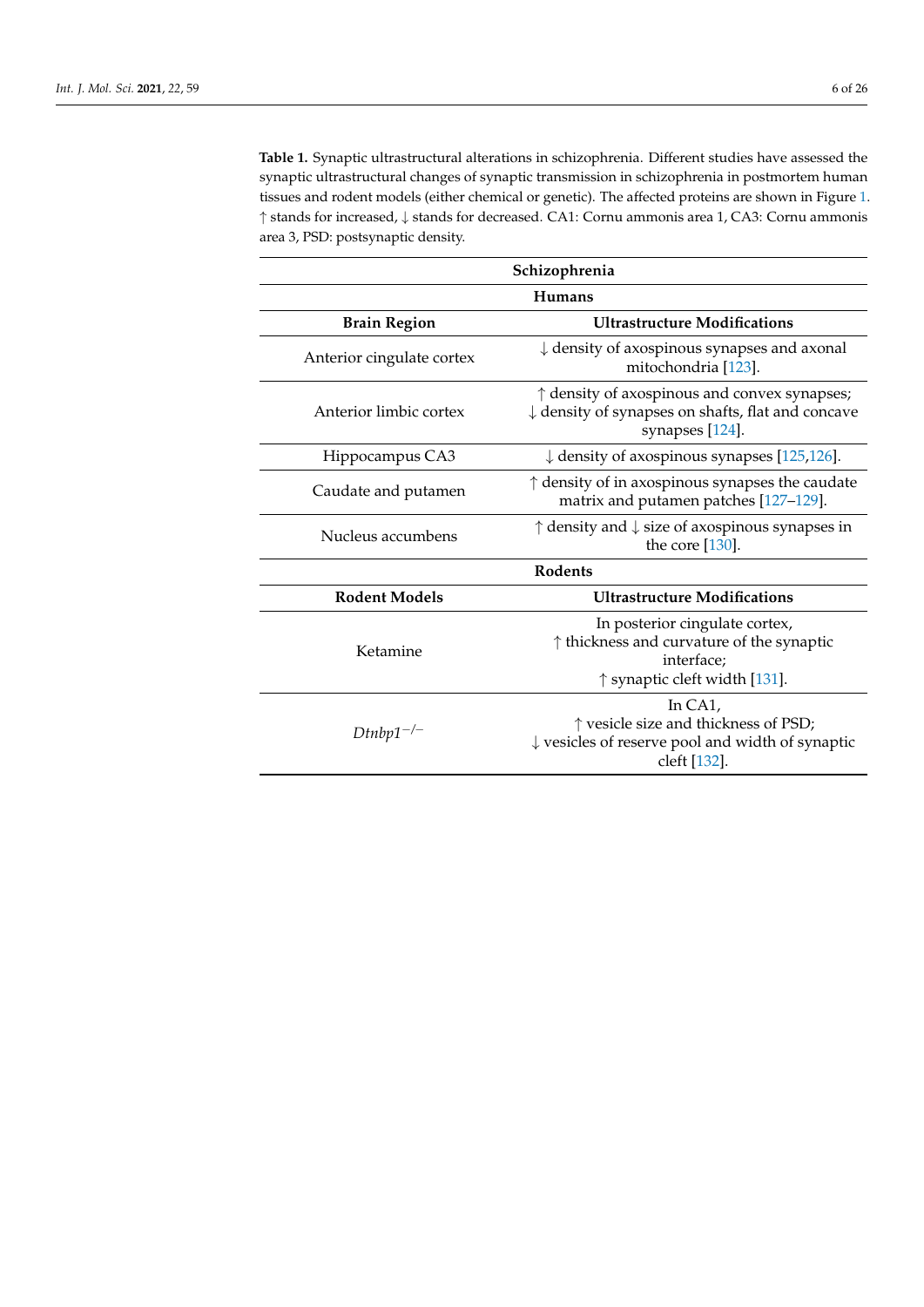**Table 1.** Synaptic ultrastructural alterations in schizophrenia. Different studies have assessed the synaptic ultrastructural changes of synaptic transmission in schizophrenia in postmortem human tissues and rodent models (either chemical or genetic). The affected proteins are shown in Figure 1. ↑ stands for increased, ↓ stands for decreased. CA1: Cornu ammonis area 1, CA3: Cornu ammonis area 3, PSD: postsynaptic density.

| Schizophrenia | |
|---|---|
| **Humans** | |
| **Brain Region** | **Ultrastructure Modifications** |
| Anterior cingulate cortex | ↓ density of axospinous synapses and axonal mitochondria [123]. |
| Anterior limbic cortex | ↑ density of axospinous and convex synapses; ↓ density of synapses on shafts, flat and concave synapses [124]. |
| Hippocampus CA3 | ↓ density of axospinous synapses [125,126]. |
| Caudate and putamen | ↑ density of in axospinous synapses the caudate matrix and putamen patches [127–129]. |
| Nucleus accumbens | ↑ density and ↓ size of axospinous synapses in the core [130]. |
| **Rodents** | |
| **Rodent Models** | **Ultrastructure Modifications** |
| Ketamine | In posterior cingulate cortex, ↑ thickness and curvature of the synaptic interface; ↑ synaptic cleft width [131]. |
| *Dtnbp1*$^{-/-}$ | In CA1, ↑ vesicle size and thickness of PSD; ↓ vesicles of reserve pool and width of synaptic cleft [132]. |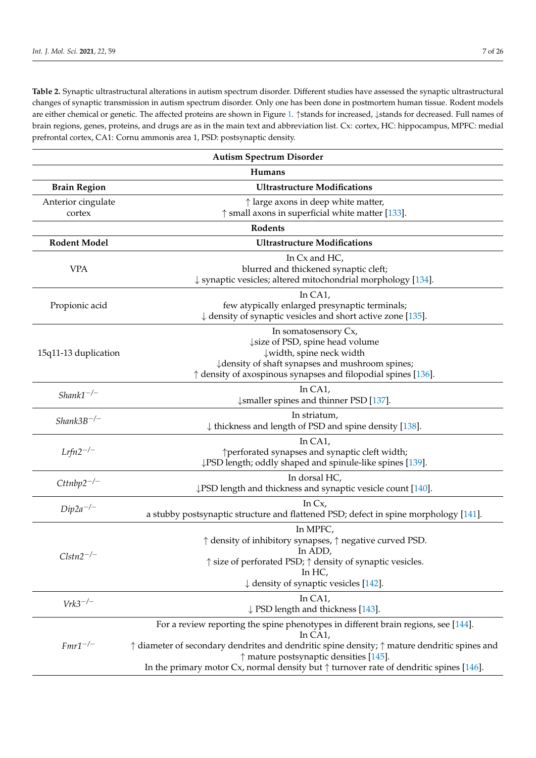**Table 2.** Synaptic ultrastructural alterations in autism spectrum disorder. Different studies have assessed the synaptic ultrastructural changes of synaptic transmission in autism spectrum disorder. Only one has been done in postmortem human tissue. Rodent models are either chemical or genetic. The affected proteins are shown in Figure 1. ↑stands for increased, ↓stands for decreased. Full names of brain regions, genes, proteins, and drugs are as in the main text and abbreviation list. Cx: cortex, HC: hippocampus, MPFC: medial prefrontal cortex, CA1: Cornu ammonis area 1, PSD: postsynaptic density.

| **Autism Spectrum Disorder** | |
|---|---|
| **Humans** | |
| **Brain Region** | **Ultrastructure Modifications** |
| Anterior cingulate cortex | ↑ large axons in deep white matter, ↑ small axons in superficial white matter [133]. |
| **Rodents** | |
| **Rodent Model** | **Ultrastructure Modifications** |
| VPA | In Cx and HC, blurred and thickened synaptic cleft; ↓ synaptic vesicles; altered mitochondrial morphology [134]. |
| Propionic acid | In CA1, few atypically enlarged presynaptic terminals; ↓ density of synaptic vesicles and short active zone [135]. |
| 15q11-13 duplication | In somatosensory Cx, ↓size of PSD, spine head volume ↓width, spine neck width ↓density of shaft synapses and mushroom spines; ↑ density of axospinous synapses and filopodial spines [136]. |
| *Shank1*$^{-/-}$ | In CA1, ↓smaller spines and thinner PSD [137]. |
| *Shank3B*$^{-/-}$ | In striatum, ↓ thickness and length of PSD and spine density [138]. |
| *Lrfn2*$^{-/-}$ | In CA1, ↑perforated synapses and synaptic cleft width; ↓PSD length; oddly shaped and spinule-like spines [139]. |
| *Cttnbp2*$^{-/-}$ | In dorsal HC, ↓PSD length and thickness and synaptic vesicle count [140]. |
| *Dip2a*$^{-/-}$ | In Cx, a stubby postsynaptic structure and flattened PSD; defect in spine morphology [141]. |
| *Clstn2*$^{-/-}$ | In MPFC, ↑ density of inhibitory synapses, ↑ negative curved PSD. In ADD, ↑ size of perforated PSD; ↑ density of synaptic vesicles. In HC, ↓ density of synaptic vesicles [142]. |
| *Vrk3*$^{-/-}$ | In CA1, ↓ PSD length and thickness [143]. |
| *Fmr1*$^{-/-}$ | For a review reporting the spine phenotypes in different brain regions, see [144]. In CA1, ↑ diameter of secondary dendrites and dendritic spine density; ↑ mature dendritic spines and ↑ mature postsynaptic densities [145]. In the primary motor Cx, normal density but ↑ turnover rate of dendritic spines [146]. |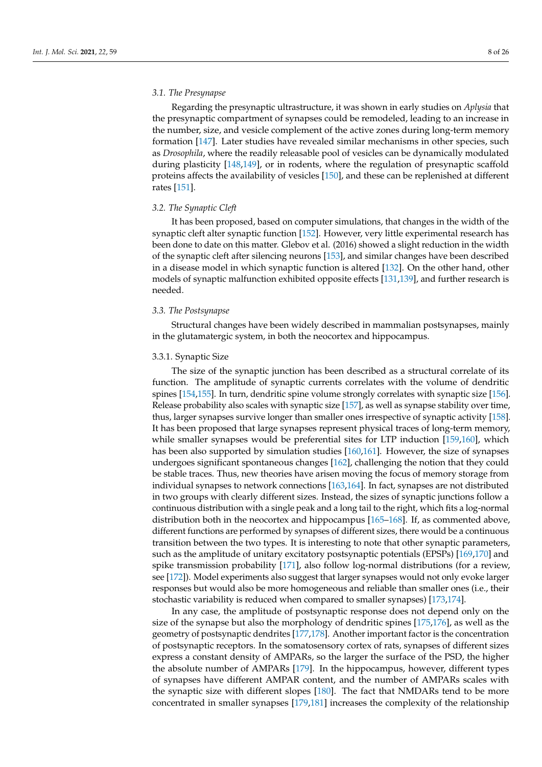### 3.1. The Presynapse

Regarding the presynaptic ultrastructure, it was shown in early studies on *Aplysia* that the presynaptic compartment of synapses could be remodeled, leading to an increase in the number, size, and vesicle complement of the active zones during long-term memory formation [147]. Later studies have revealed similar mechanisms in other species, such as *Drosophila*, where the readily releasable pool of vesicles can be dynamically modulated during plasticity [148,149], or in rodents, where the regulation of presynaptic scaffold proteins affects the availability of vesicles [150], and these can be replenished at different rates [151].

### 3.2. The Synaptic Cleft

It has been proposed, based on computer simulations, that changes in the width of the synaptic cleft alter synaptic function [152]. However, very little experimental research has been done to date on this matter. Glebov et al. (2016) showed a slight reduction in the width of the synaptic cleft after silencing neurons [153], and similar changes have been described in a disease model in which synaptic function is altered [132]. On the other hand, other models of synaptic malfunction exhibited opposite effects [131,139], and further research is needed.

### 3.3. The Postsynapse

Structural changes have been widely described in mammalian postsynapses, mainly in the glutamatergic system, in both the neocortex and hippocampus.

#### 3.3.1. Synaptic Size

The size of the synaptic junction has been described as a structural correlate of its function. The amplitude of synaptic currents correlates with the volume of dendritic spines [154,155]. In turn, dendritic spine volume strongly correlates with synaptic size [156]. Release probability also scales with synaptic size [157], as well as synapse stability over time, thus, larger synapses survive longer than smaller ones irrespective of synaptic activity [158]. It has been proposed that large synapses represent physical traces of long-term memory, while smaller synapses would be preferential sites for LTP induction [159,160], which has been also supported by simulation studies [160,161]. However, the size of synapses undergoes significant spontaneous changes [162], challenging the notion that they could be stable traces. Thus, new theories have arisen moving the focus of memory storage from individual synapses to network connections [163,164]. In fact, synapses are not distributed in two groups with clearly different sizes. Instead, the sizes of synaptic junctions follow a continuous distribution with a single peak and a long tail to the right, which fits a log-normal distribution both in the neocortex and hippocampus [165–168]. If, as commented above, different functions are performed by synapses of different sizes, there would be a continuous transition between the two types. It is interesting to note that other synaptic parameters, such as the amplitude of unitary excitatory postsynaptic potentials (EPSPs) [169,170] and spike transmission probability [171], also follow log-normal distributions (for a review, see [172]). Model experiments also suggest that larger synapses would not only evoke larger responses but would also be more homogeneous and reliable than smaller ones (i.e., their stochastic variability is reduced when compared to smaller synapses) [173,174].

In any case, the amplitude of postsynaptic response does not depend only on the size of the synapse but also the morphology of dendritic spines [175,176], as well as the geometry of postsynaptic dendrites [177,178]. Another important factor is the concentration of postsynaptic receptors. In the somatosensory cortex of rats, synapses of different sizes express a constant density of AMPARs, so the larger the surface of the PSD, the higher the absolute number of AMPARs [179]. In the hippocampus, however, different types of synapses have different AMPAR content, and the number of AMPARs scales with the synaptic size with different slopes [180]. The fact that NMDARs tend to be more concentrated in smaller synapses [179,181] increases the complexity of the relationship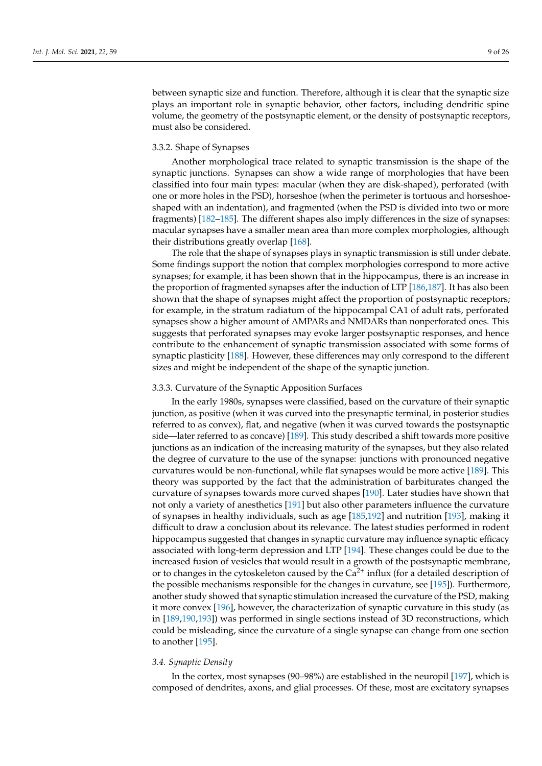between synaptic size and function. Therefore, although it is clear that the synaptic size plays an important role in synaptic behavior, other factors, including dendritic spine volume, the geometry of the postsynaptic element, or the density of postsynaptic receptors, must also be considered.

#### 3.3.2. Shape of Synapses

Another morphological trace related to synaptic transmission is the shape of the synaptic junctions. Synapses can show a wide range of morphologies that have been classified into four main types: macular (when they are disk-shaped), perforated (with one or more holes in the PSD), horseshoe (when the perimeter is tortuous and horseshoe-shaped with an indentation), and fragmented (when the PSD is divided into two or more fragments) [182–185]. The different shapes also imply differences in the size of synapses: macular synapses have a smaller mean area than more complex morphologies, although their distributions greatly overlap [168].

The role that the shape of synapses plays in synaptic transmission is still under debate. Some findings support the notion that complex morphologies correspond to more active synapses; for example, it has been shown that in the hippocampus, there is an increase in the proportion of fragmented synapses after the induction of LTP [186,187]. It has also been shown that the shape of synapses might affect the proportion of postsynaptic receptors; for example, in the stratum radiatum of the hippocampal CA1 of adult rats, perforated synapses show a higher amount of AMPARs and NMDARs than nonperforated ones. This suggests that perforated synapses may evoke larger postsynaptic responses, and hence contribute to the enhancement of synaptic transmission associated with some forms of synaptic plasticity [188]. However, these differences may only correspond to the different sizes and might be independent of the shape of the synaptic junction.

#### 3.3.3. Curvature of the Synaptic Apposition Surfaces

In the early 1980s, synapses were classified, based on the curvature of their synaptic junction, as positive (when it was curved into the presynaptic terminal, in posterior studies referred to as convex), flat, and negative (when it was curved towards the postsynaptic side—later referred to as concave) [189]. This study described a shift towards more positive junctions as an indication of the increasing maturity of the synapses, but they also related the degree of curvature to the use of the synapse: junctions with pronounced negative curvatures would be non-functional, while flat synapses would be more active [189]. This theory was supported by the fact that the administration of barbiturates changed the curvature of synapses towards more curved shapes [190]. Later studies have shown that not only a variety of anesthetics [191] but also other parameters influence the curvature of synapses in healthy individuals, such as age [185,192] and nutrition [193], making it difficult to draw a conclusion about its relevance. The latest studies performed in rodent hippocampus suggested that changes in synaptic curvature may influence synaptic efficacy associated with long-term depression and LTP [194]. These changes could be due to the increased fusion of vesicles that would result in a growth of the postsynaptic membrane, or to changes in the cytoskeleton caused by the $Ca^{2+}$ influx (for a detailed description of the possible mechanisms responsible for the changes in curvature, see [195]). Furthermore, another study showed that synaptic stimulation increased the curvature of the PSD, making it more convex [196], however, the characterization of synaptic curvature in this study (as in [189,190,193]) was performed in single sections instead of 3D reconstructions, which could be misleading, since the curvature of a single synapse can change from one section to another [195].

### *3.4. Synaptic Density*

In the cortex, most synapses (90–98%) are established in the neuropil [197], which is composed of dendrites, axons, and glial processes. Of these, most are excitatory synapses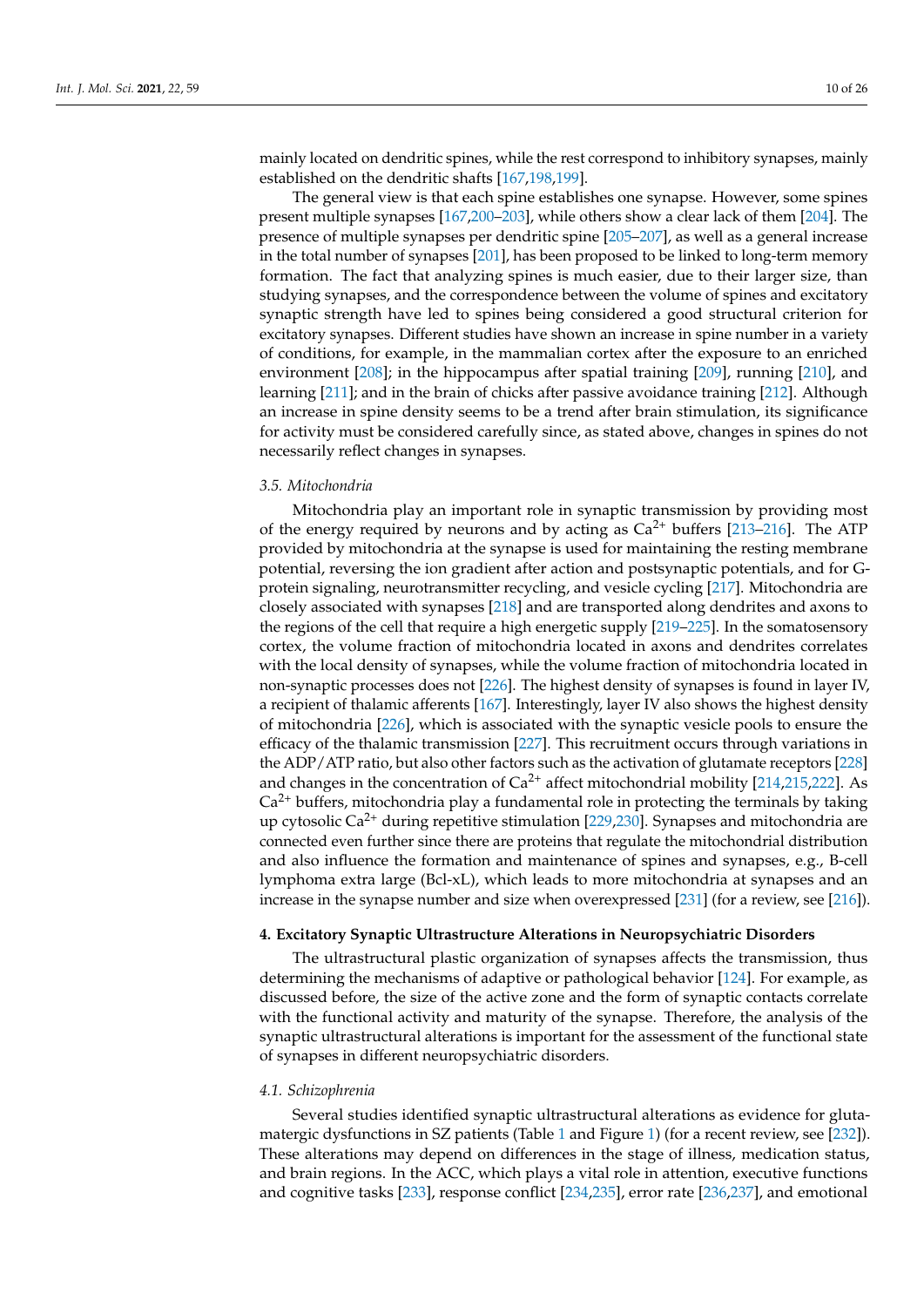mainly located on dendritic spines, while the rest correspond to inhibitory synapses, mainly established on the dendritic shafts [167,198,199].

The general view is that each spine establishes one synapse. However, some spines present multiple synapses [167,200–203], while others show a clear lack of them [204]. The presence of multiple synapses per dendritic spine [205–207], as well as a general increase in the total number of synapses [201], has been proposed to be linked to long-term memory formation. The fact that analyzing spines is much easier, due to their larger size, than studying synapses, and the correspondence between the volume of spines and excitatory synaptic strength have led to spines being considered a good structural criterion for excitatory synapses. Different studies have shown an increase in spine number in a variety of conditions, for example, in the mammalian cortex after the exposure to an enriched environment [208]; in the hippocampus after spatial training [209], running [210], and learning [211]; and in the brain of chicks after passive avoidance training [212]. Although an increase in spine density seems to be a trend after brain stimulation, its significance for activity must be considered carefully since, as stated above, changes in spines do not necessarily reflect changes in synapses.

### *3.5. Mitochondria*

Mitochondria play an important role in synaptic transmission by providing most of the energy required by neurons and by acting as $Ca^{2+}$ buffers [213–216]. The ATP provided by mitochondria at the synapse is used for maintaining the resting membrane potential, reversing the ion gradient after action and postsynaptic potentials, and for G-protein signaling, neurotransmitter recycling, and vesicle cycling [217]. Mitochondria are closely associated with synapses [218] and are transported along dendrites and axons to the regions of the cell that require a high energetic supply [219–225]. In the somatosensory cortex, the volume fraction of mitochondria located in axons and dendrites correlates with the local density of synapses, while the volume fraction of mitochondria located in non-synaptic processes does not [226]. The highest density of synapses is found in layer IV, a recipient of thalamic afferents [167]. Interestingly, layer IV also shows the highest density of mitochondria [226], which is associated with the synaptic vesicle pools to ensure the efficacy of the thalamic transmission [227]. This recruitment occurs through variations in the ADP/ATP ratio, but also other factors such as the activation of glutamate receptors [228] and changes in the concentration of $Ca^{2+}$ affect mitochondrial mobility [214,215,222]. As $Ca^{2+}$ buffers, mitochondria play a fundamental role in protecting the terminals by taking up cytosolic $Ca^{2+}$ during repetitive stimulation [229,230]. Synapses and mitochondria are connected even further since there are proteins that regulate the mitochondrial distribution and also influence the formation and maintenance of spines and synapses, e.g., B-cell lymphoma extra large (Bcl-xL), which leads to more mitochondria at synapses and an increase in the synapse number and size when overexpressed [231] (for a review, see [216]).

## **4. Excitatory Synaptic Ultrastructure Alterations in Neuropsychiatric Disorders**

The ultrastructural plastic organization of synapses affects the transmission, thus determining the mechanisms of adaptive or pathological behavior [124]. For example, as discussed before, the size of the active zone and the form of synaptic contacts correlate with the functional activity and maturity of the synapse. Therefore, the analysis of the synaptic ultrastructural alterations is important for the assessment of the functional state of synapses in different neuropsychiatric disorders.

### *4.1. Schizophrenia*

Several studies identified synaptic ultrastructural alterations as evidence for glutamatergic dysfunctions in SZ patients (Table 1 and Figure 1) (for a recent review, see [232]). These alterations may depend on differences in the stage of illness, medication status, and brain regions. In the ACC, which plays a vital role in attention, executive functions and cognitive tasks [233], response conflict [234,235], error rate [236,237], and emotional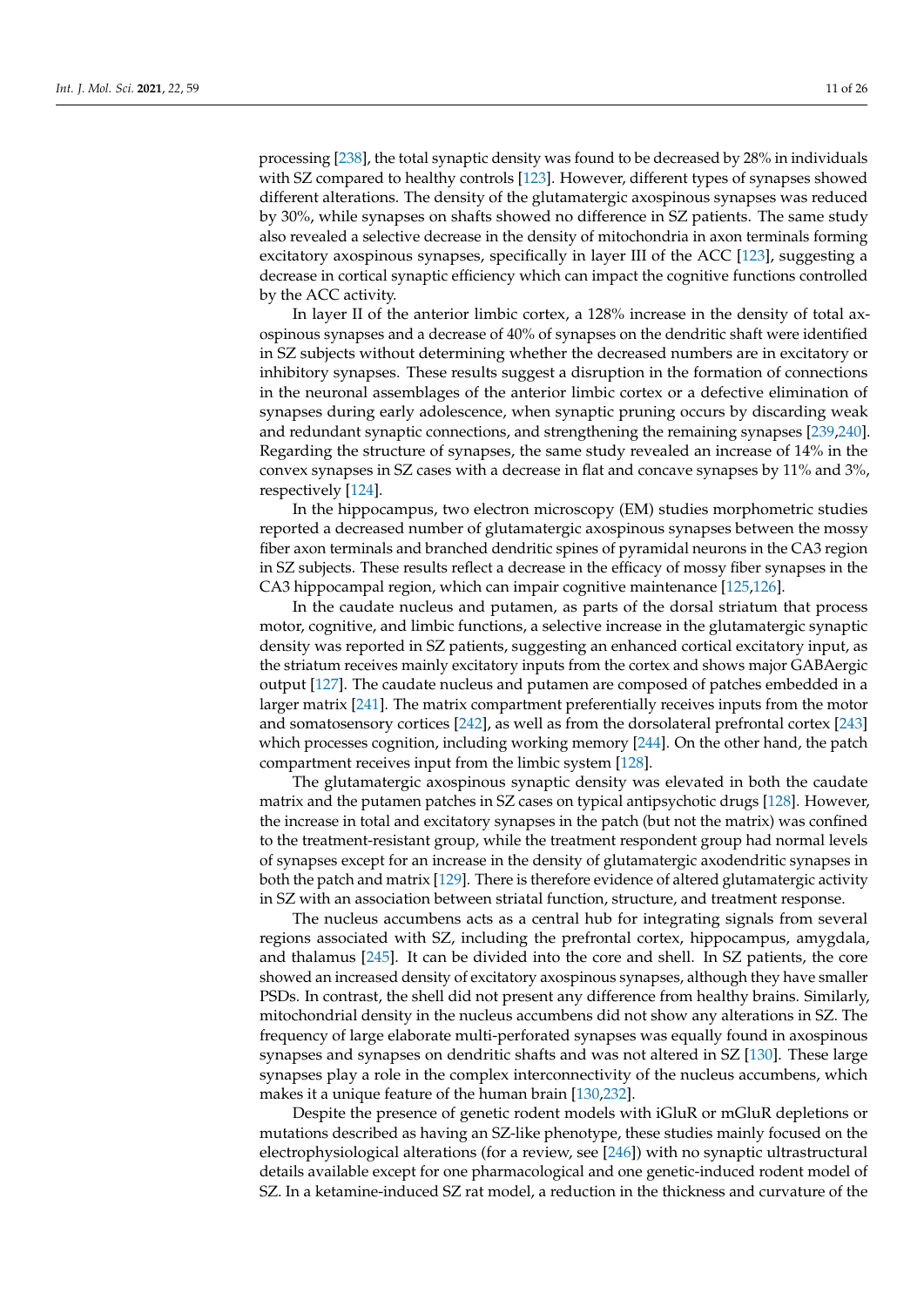processing [238], the total synaptic density was found to be decreased by 28% in individuals with SZ compared to healthy controls [123]. However, different types of synapses showed different alterations. The density of the glutamatergic axospinous synapses was reduced by 30%, while synapses on shafts showed no difference in SZ patients. The same study also revealed a selective decrease in the density of mitochondria in axon terminals forming excitatory axospinous synapses, specifically in layer III of the ACC [123], suggesting a decrease in cortical synaptic efficiency which can impact the cognitive functions controlled by the ACC activity.

In layer II of the anterior limbic cortex, a 128% increase in the density of total axospinous synapses and a decrease of 40% of synapses on the dendritic shaft were identified in SZ subjects without determining whether the decreased numbers are in excitatory or inhibitory synapses. These results suggest a disruption in the formation of connections in the neuronal assemblages of the anterior limbic cortex or a defective elimination of synapses during early adolescence, when synaptic pruning occurs by discarding weak and redundant synaptic connections, and strengthening the remaining synapses [239,240]. Regarding the structure of synapses, the same study revealed an increase of 14% in the convex synapses in SZ cases with a decrease in flat and concave synapses by 11% and 3%, respectively [124].

In the hippocampus, two electron microscopy (EM) studies morphometric studies reported a decreased number of glutamatergic axospinous synapses between the mossy fiber axon terminals and branched dendritic spines of pyramidal neurons in the CA3 region in SZ subjects. These results reflect a decrease in the efficacy of mossy fiber synapses in the CA3 hippocampal region, which can impair cognitive maintenance [125,126].

In the caudate nucleus and putamen, as parts of the dorsal striatum that process motor, cognitive, and limbic functions, a selective increase in the glutamatergic synaptic density was reported in SZ patients, suggesting an enhanced cortical excitatory input, as the striatum receives mainly excitatory inputs from the cortex and shows major GABAergic output [127]. The caudate nucleus and putamen are composed of patches embedded in a larger matrix [241]. The matrix compartment preferentially receives inputs from the motor and somatosensory cortices [242], as well as from the dorsolateral prefrontal cortex [243] which processes cognition, including working memory [244]. On the other hand, the patch compartment receives input from the limbic system [128].

The glutamatergic axospinous synaptic density was elevated in both the caudate matrix and the putamen patches in SZ cases on typical antipsychotic drugs [128]. However, the increase in total and excitatory synapses in the patch (but not the matrix) was confined to the treatment-resistant group, while the treatment respondent group had normal levels of synapses except for an increase in the density of glutamatergic axodendritic synapses in both the patch and matrix [129]. There is therefore evidence of altered glutamatergic activity in SZ with an association between striatal function, structure, and treatment response.

The nucleus accumbens acts as a central hub for integrating signals from several regions associated with SZ, including the prefrontal cortex, hippocampus, amygdala, and thalamus [245]. It can be divided into the core and shell. In SZ patients, the core showed an increased density of excitatory axospinous synapses, although they have smaller PSDs. In contrast, the shell did not present any difference from healthy brains. Similarly, mitochondrial density in the nucleus accumbens did not show any alterations in SZ. The frequency of large elaborate multi-perforated synapses was equally found in axospinous synapses and synapses on dendritic shafts and was not altered in SZ [130]. These large synapses play a role in the complex interconnectivity of the nucleus accumbens, which makes it a unique feature of the human brain [130,232].

Despite the presence of genetic rodent models with iGluR or mGluR depletions or mutations described as having an SZ-like phenotype, these studies mainly focused on the electrophysiological alterations (for a review, see [246]) with no synaptic ultrastructural details available except for one pharmacological and one genetic-induced rodent model of SZ. In a ketamine-induced SZ rat model, a reduction in the thickness and curvature of the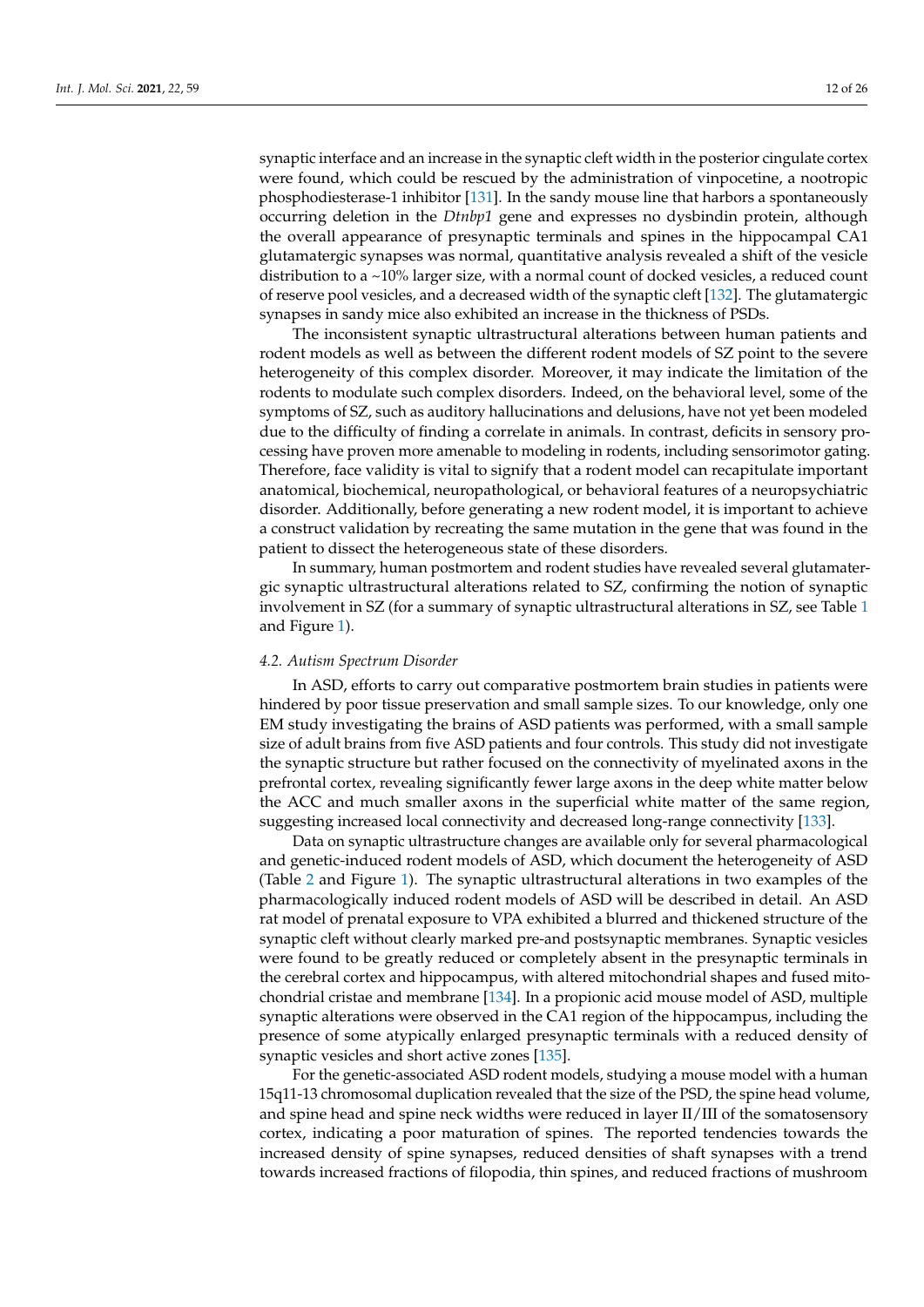synaptic interface and an increase in the synaptic cleft width in the posterior cingulate cortex were found, which could be rescued by the administration of vinpocetine, a nootropic phosphodiesterase-1 inhibitor [131]. In the sandy mouse line that harbors a spontaneously occurring deletion in the *Dtnbp1* gene and expresses no dysbindin protein, although the overall appearance of presynaptic terminals and spines in the hippocampal CA1 glutamatergic synapses was normal, quantitative analysis revealed a shift of the vesicle distribution to a ~10% larger size, with a normal count of docked vesicles, a reduced count of reserve pool vesicles, and a decreased width of the synaptic cleft [132]. The glutamatergic synapses in sandy mice also exhibited an increase in the thickness of PSDs.

The inconsistent synaptic ultrastructural alterations between human patients and rodent models as well as between the different rodent models of SZ point to the severe heterogeneity of this complex disorder. Moreover, it may indicate the limitation of the rodents to modulate such complex disorders. Indeed, on the behavioral level, some of the symptoms of SZ, such as auditory hallucinations and delusions, have not yet been modeled due to the difficulty of finding a correlate in animals. In contrast, deficits in sensory processing have proven more amenable to modeling in rodents, including sensorimotor gating. Therefore, face validity is vital to signify that a rodent model can recapitulate important anatomical, biochemical, neuropathological, or behavioral features of a neuropsychiatric disorder. Additionally, before generating a new rodent model, it is important to achieve a construct validation by recreating the same mutation in the gene that was found in the patient to dissect the heterogeneous state of these disorders.

In summary, human postmortem and rodent studies have revealed several glutamatergic synaptic ultrastructural alterations related to SZ, confirming the notion of synaptic involvement in SZ (for a summary of synaptic ultrastructural alterations in SZ, see Table 1 and Figure 1).

### *4.2. Autism Spectrum Disorder*

In ASD, efforts to carry out comparative postmortem brain studies in patients were hindered by poor tissue preservation and small sample sizes. To our knowledge, only one EM study investigating the brains of ASD patients was performed, with a small sample size of adult brains from five ASD patients and four controls. This study did not investigate the synaptic structure but rather focused on the connectivity of myelinated axons in the prefrontal cortex, revealing significantly fewer large axons in the deep white matter below the ACC and much smaller axons in the superficial white matter of the same region, suggesting increased local connectivity and decreased long-range connectivity [133].

Data on synaptic ultrastructure changes are available only for several pharmacological and genetic-induced rodent models of ASD, which document the heterogeneity of ASD (Table 2 and Figure 1). The synaptic ultrastructural alterations in two examples of the pharmacologically induced rodent models of ASD will be described in detail. An ASD rat model of prenatal exposure to VPA exhibited a blurred and thickened structure of the synaptic cleft without clearly marked pre-and postsynaptic membranes. Synaptic vesicles were found to be greatly reduced or completely absent in the presynaptic terminals in the cerebral cortex and hippocampus, with altered mitochondrial shapes and fused mitochondrial cristae and membrane [134]. In a propionic acid mouse model of ASD, multiple synaptic alterations were observed in the CA1 region of the hippocampus, including the presence of some atypically enlarged presynaptic terminals with a reduced density of synaptic vesicles and short active zones [135].

For the genetic-associated ASD rodent models, studying a mouse model with a human 15q11-13 chromosomal duplication revealed that the size of the PSD, the spine head volume, and spine head and spine neck widths were reduced in layer II/III of the somatosensory cortex, indicating a poor maturation of spines. The reported tendencies towards the increased density of spine synapses, reduced densities of shaft synapses with a trend towards increased fractions of filopodia, thin spines, and reduced fractions of mushroom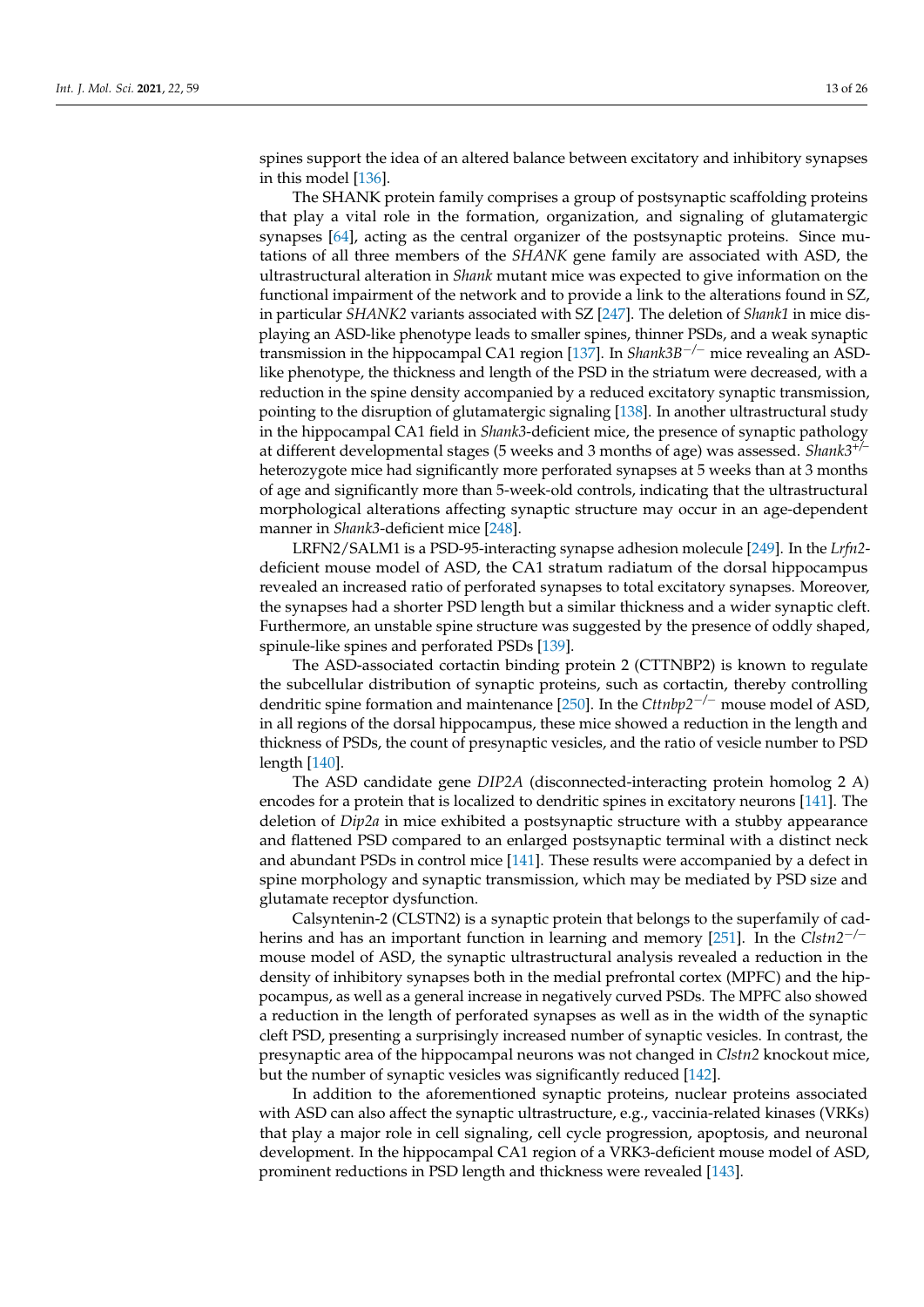spines support the idea of an altered balance between excitatory and inhibitory synapses in this model [136].

The SHANK protein family comprises a group of postsynaptic scaffolding proteins that play a vital role in the formation, organization, and signaling of glutamatergic synapses [64], acting as the central organizer of the postsynaptic proteins. Since mutations of all three members of the *SHANK* gene family are associated with ASD, the ultrastructural alteration in *Shank* mutant mice was expected to give information on the functional impairment of the network and to provide a link to the alterations found in SZ, in particular *SHANK2* variants associated with SZ [247]. The deletion of *Shank1* in mice displaying an ASD-like phenotype leads to smaller spines, thinner PSDs, and a weak synaptic transmission in the hippocampal CA1 region [137]. In *Shank3B*$^{-/-}$ mice revealing an ASD-like phenotype, the thickness and length of the PSD in the striatum were decreased, with a reduction in the spine density accompanied by a reduced excitatory synaptic transmission, pointing to the disruption of glutamatergic signaling [138]. In another ultrastructural study in the hippocampal CA1 field in *Shank3*-deficient mice, the presence of synaptic pathology at different developmental stages (5 weeks and 3 months of age) was assessed. *Shank3*$^{+/-}$ heterozygote mice had significantly more perforated synapses at 5 weeks than at 3 months of age and significantly more than 5-week-old controls, indicating that the ultrastructural morphological alterations affecting synaptic structure may occur in an age-dependent manner in *Shank3*-deficient mice [248].

LRFN2/SALM1 is a PSD-95-interacting synapse adhesion molecule [249]. In the *Lrfn2*-deficient mouse model of ASD, the CA1 stratum radiatum of the dorsal hippocampus revealed an increased ratio of perforated synapses to total excitatory synapses. Moreover, the synapses had a shorter PSD length but a similar thickness and a wider synaptic cleft. Furthermore, an unstable spine structure was suggested by the presence of oddly shaped, spinule-like spines and perforated PSDs [139].

The ASD-associated cortactin binding protein 2 (CTTNBP2) is known to regulate the subcellular distribution of synaptic proteins, such as cortactin, thereby controlling dendritic spine formation and maintenance [250]. In the *Cttnbp2*$^{-/-}$ mouse model of ASD, in all regions of the dorsal hippocampus, these mice showed a reduction in the length and thickness of PSDs, the count of presynaptic vesicles, and the ratio of vesicle number to PSD length [140].

The ASD candidate gene *DIP2A* (disconnected-interacting protein homolog 2 A) encodes for a protein that is localized to dendritic spines in excitatory neurons [141]. The deletion of *Dip2a* in mice exhibited a postsynaptic structure with a stubby appearance and flattened PSD compared to an enlarged postsynaptic terminal with a distinct neck and abundant PSDs in control mice [141]. These results were accompanied by a defect in spine morphology and synaptic transmission, which may be mediated by PSD size and glutamate receptor dysfunction.

Calsyntenin-2 (CLSTN2) is a synaptic protein that belongs to the superfamily of cadherins and has an important function in learning and memory [251]. In the *Clstn2*$^{-/-}$ mouse model of ASD, the synaptic ultrastructural analysis revealed a reduction in the density of inhibitory synapses both in the medial prefrontal cortex (MPFC) and the hippocampus, as well as a general increase in negatively curved PSDs. The MPFC also showed a reduction in the length of perforated synapses as well as in the width of the synaptic cleft PSD, presenting a surprisingly increased number of synaptic vesicles. In contrast, the presynaptic area of the hippocampal neurons was not changed in *Clstn2* knockout mice, but the number of synaptic vesicles was significantly reduced [142].

In addition to the aforementioned synaptic proteins, nuclear proteins associated with ASD can also affect the synaptic ultrastructure, e.g., vaccinia-related kinases (VRKs) that play a major role in cell signaling, cell cycle progression, apoptosis, and neuronal development. In the hippocampal CA1 region of a VRK3-deficient mouse model of ASD, prominent reductions in PSD length and thickness were revealed [143].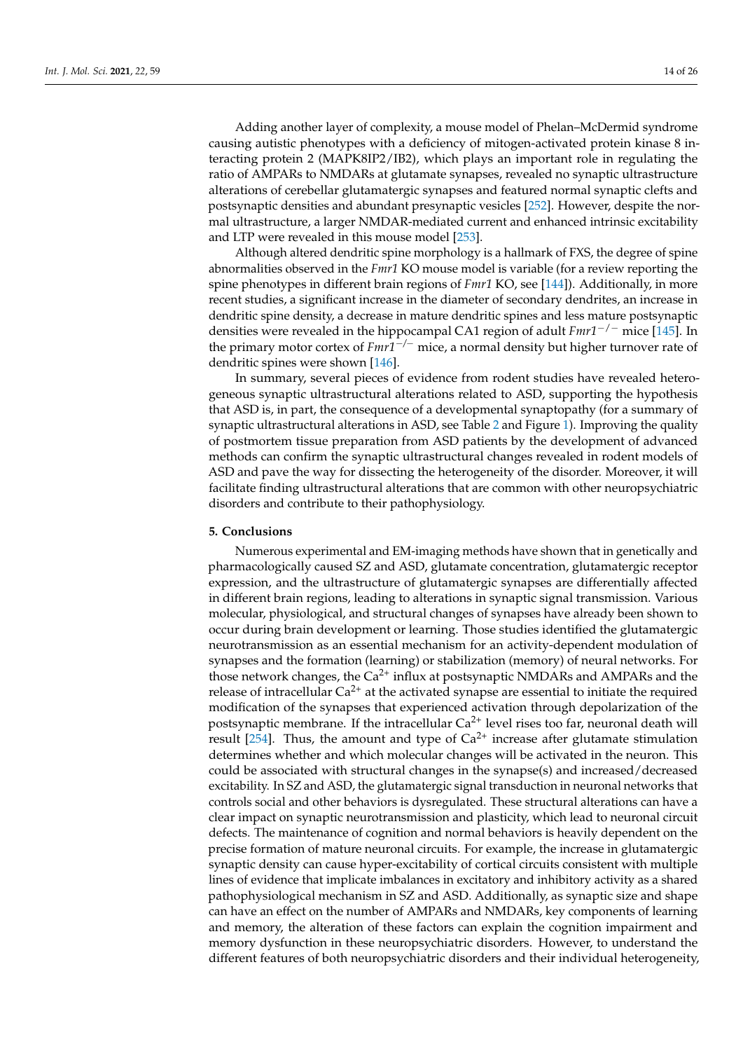Adding another layer of complexity, a mouse model of Phelan–McDermid syndrome causing autistic phenotypes with a deficiency of mitogen-activated protein kinase 8 interacting protein 2 (MAPK8IP2/IB2), which plays an important role in regulating the ratio of AMPARs to NMDARs at glutamate synapses, revealed no synaptic ultrastructure alterations of cerebellar glutamatergic synapses and featured normal synaptic clefts and postsynaptic densities and abundant presynaptic vesicles [252]. However, despite the normal ultrastructure, a larger NMDAR-mediated current and enhanced intrinsic excitability and LTP were revealed in this mouse model [253].

Although altered dendritic spine morphology is a hallmark of FXS, the degree of spine abnormalities observed in the *Fmr1* KO mouse model is variable (for a review reporting the spine phenotypes in different brain regions of *Fmr1* KO, see [144]). Additionally, in more recent studies, a significant increase in the diameter of secondary dendrites, an increase in dendritic spine density, a decrease in mature dendritic spines and less mature postsynaptic densities were revealed in the hippocampal CA1 region of adult *Fmr1*$^{-/-}$ mice [145]. In the primary motor cortex of *Fmr1*$^{-/-}$ mice, a normal density but higher turnover rate of dendritic spines were shown [146].

In summary, several pieces of evidence from rodent studies have revealed heterogeneous synaptic ultrastructural alterations related to ASD, supporting the hypothesis that ASD is, in part, the consequence of a developmental synaptopathy (for a summary of synaptic ultrastructural alterations in ASD, see Table 2 and Figure 1). Improving the quality of postmortem tissue preparation from ASD patients by the development of advanced methods can confirm the synaptic ultrastructural changes revealed in rodent models of ASD and pave the way for dissecting the heterogeneity of the disorder. Moreover, it will facilitate finding ultrastructural alterations that are common with other neuropsychiatric disorders and contribute to their pathophysiology.

## 5. Conclusions

Numerous experimental and EM-imaging methods have shown that in genetically and pharmacologically caused SZ and ASD, glutamate concentration, glutamatergic receptor expression, and the ultrastructure of glutamatergic synapses are differentially affected in different brain regions, leading to alterations in synaptic signal transmission. Various molecular, physiological, and structural changes of synapses have already been shown to occur during brain development or learning. Those studies identified the glutamatergic neurotransmission as an essential mechanism for an activity-dependent modulation of synapses and the formation (learning) or stabilization (memory) of neural networks. For those network changes, the $Ca^{2+}$ influx at postsynaptic NMDARs and AMPARs and the release of intracellular $Ca^{2+}$ at the activated synapse are essential to initiate the required modification of the synapses that experienced activation through depolarization of the postsynaptic membrane. If the intracellular $Ca^{2+}$ level rises too far, neuronal death will result [254]. Thus, the amount and type of $Ca^{2+}$ increase after glutamate stimulation determines whether and which molecular changes will be activated in the neuron. This could be associated with structural changes in the synapse(s) and increased/decreased excitability. In SZ and ASD, the glutamatergic signal transduction in neuronal networks that controls social and other behaviors is dysregulated. These structural alterations can have a clear impact on synaptic neurotransmission and plasticity, which lead to neuronal circuit defects. The maintenance of cognition and normal behaviors is heavily dependent on the precise formation of mature neuronal circuits. For example, the increase in glutamatergic synaptic density can cause hyper-excitability of cortical circuits consistent with multiple lines of evidence that implicate imbalances in excitatory and inhibitory activity as a shared pathophysiological mechanism in SZ and ASD. Additionally, as synaptic size and shape can have an effect on the number of AMPARs and NMDARs, key components of learning and memory, the alteration of these factors can explain the cognition impairment and memory dysfunction in these neuropsychiatric disorders. However, to understand the different features of both neuropsychiatric disorders and their individual heterogeneity,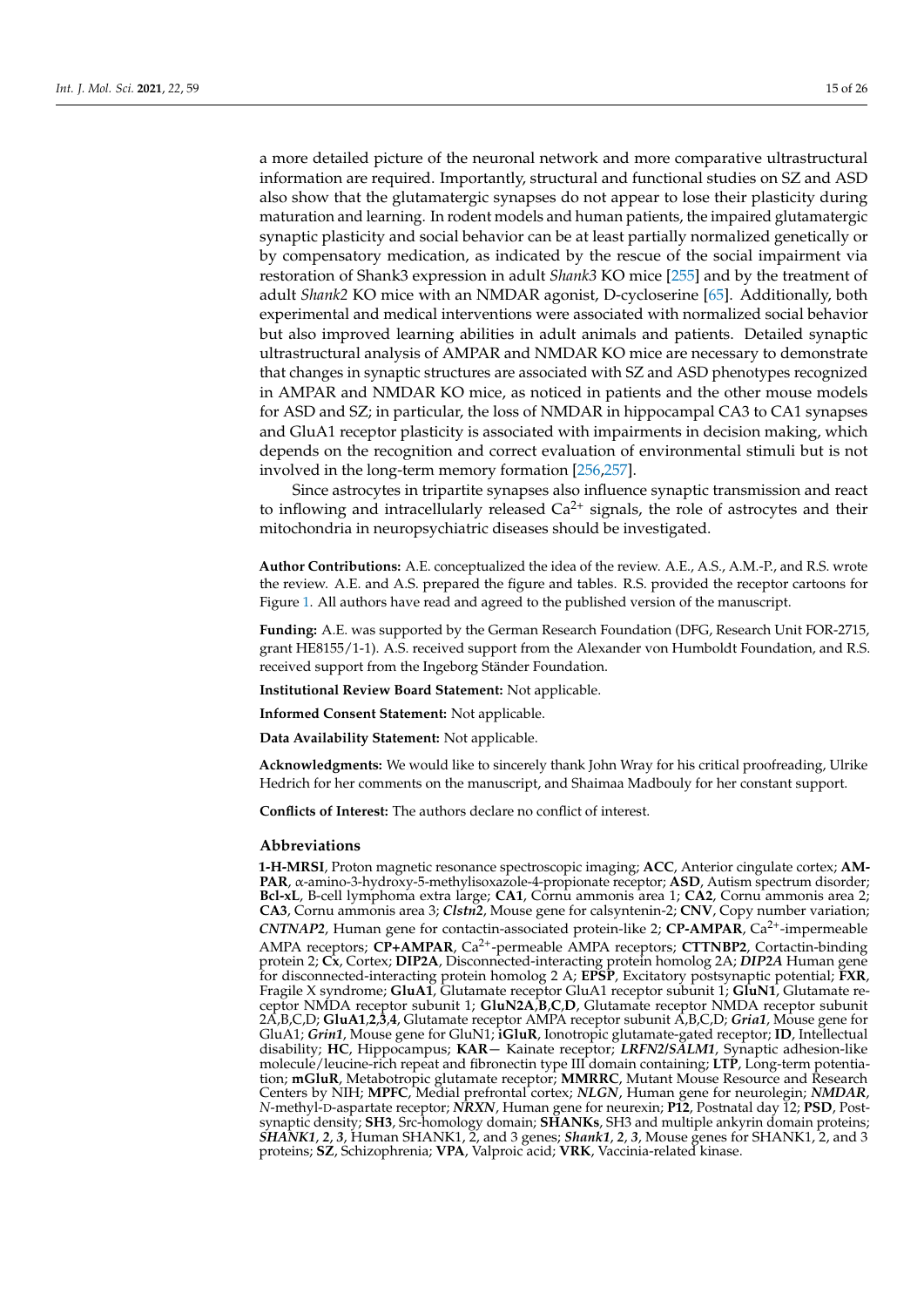a more detailed picture of the neuronal network and more comparative ultrastructural information are required. Importantly, structural and functional studies on SZ and ASD also show that the glutamatergic synapses do not appear to lose their plasticity during maturation and learning. In rodent models and human patients, the impaired glutamatergic synaptic plasticity and social behavior can be at least partially normalized genetically or by compensatory medication, as indicated by the rescue of the social impairment via restoration of Shank3 expression in adult *Shank3* KO mice [255] and by the treatment of adult *Shank2* KO mice with an NMDAR agonist, D-cycloserine [65]. Additionally, both experimental and medical interventions were associated with normalized social behavior but also improved learning abilities in adult animals and patients. Detailed synaptic ultrastructural analysis of AMPAR and NMDAR KO mice are necessary to demonstrate that changes in synaptic structures are associated with SZ and ASD phenotypes recognized in AMPAR and NMDAR KO mice, as noticed in patients and the other mouse models for ASD and SZ; in particular, the loss of NMDAR in hippocampal CA3 to CA1 synapses and GluA1 receptor plasticity is associated with impairments in decision making, which depends on the recognition and correct evaluation of environmental stimuli but is not involved in the long-term memory formation [256,257].

Since astrocytes in tripartite synapses also influence synaptic transmission and react to inflowing and intracellularly released $Ca^{2+}$ signals, the role of astrocytes and their mitochondria in neuropsychiatric diseases should be investigated.

**Author Contributions:** A.E. conceptualized the idea of the review. A.E., A.S., A.M.-P., and R.S. wrote the review. A.E. and A.S. prepared the figure and tables. R.S. provided the receptor cartoons for Figure 1. All authors have read and agreed to the published version of the manuscript.

**Funding:** A.E. was supported by the German Research Foundation (DFG, Research Unit FOR-2715, grant HE8155/1-1). A.S. received support from the Alexander von Humboldt Foundation, and R.S. received support from the Ingeborg Ständer Foundation.

**Institutional Review Board Statement:** Not applicable.

**Informed Consent Statement:** Not applicable.

**Data Availability Statement:** Not applicable.

**Acknowledgments:** We would like to sincerely thank John Wray for his critical proofreading, Ulrike Hedrich for her comments on the manuscript, and Shaimaa Madbouly for her constant support.

**Conflicts of Interest:** The authors declare no conflict of interest.

## Abbreviations

**1-H-MRSI**, Proton magnetic resonance spectroscopic imaging; **ACC**, Anterior cingulate cortex; **AMPAR**, α-amino-3-hydroxy-5-methylisoxazole-4-propionate receptor; **ASD**, Autism spectrum disorder; **Bcl-xL**, B-cell lymphoma extra large; **CA1**, Cornu ammonis area 1; **CA2**, Cornu ammonis area 2; **CA3**, Cornu ammonis area 3; ***Clstn2***, Mouse gene for calsyntenin-2; **CNV**, Copy number variation; ***CNTNAP2***, Human gene for contactin-associated protein-like 2; **CP-AMPAR**, $Ca^{2+}$-impermeable AMPA receptors; **CP+AMPAR**, $Ca^{2+}$-permeable AMPA receptors; **CTTNBP2**, Cortactin-binding protein 2; **Cx**, Cortex; **DIP2A**, Disconnected-interacting protein homolog 2A; ***DIP2A*** Human gene for disconnected-interacting protein homolog 2 A; **EPSP**, Excitatory postsynaptic potential; **FXR**, Fragile X syndrome; **GluA1**, Glutamate receptor GluA1 receptor subunit 1; **GluN1**, Glutamate receptor NMDA receptor subunit 1; **GluN2A**,**B**,**C**,**D**, Glutamate receptor NMDA receptor subunit 2A,B,C,D; **GluA1**,**2**,**3**,**4**, Glutamate receptor AMPA receptor subunit A,B,C,D; ***Gria1***, Mouse gene for GluA1; ***Grin1***, Mouse gene for GluN1; **iGluR**, Ionotropic glutamate-gated receptor; **ID**, Intellectual disability; **HC**, Hippocampus; **KAR**— Kainate receptor; ***LRFN2/SALM1***, Synaptic adhesion-like molecule/leucine-rich repeat and fibronectin type III domain containing; **LTP**, Long-term potentiation; **mGluR**, Metabotropic glutamate receptor; **MMRRC**, Mutant Mouse Resource and Research Centers by NIH; **MPFC**, Medial prefrontal cortex; ***NLGN***, Human gene for neurolegin; ***NMDAR***, *N*-methyl-D-aspartate receptor; ***NRXN***, Human gene for neurexin; **P12**, Postnatal day 12; **PSD**, Postsynaptic density; **SH3**, Src-homology domain; **SHANKs**, SH3 and multiple ankyrin domain proteins; ***SHANK1***, ***2***, ***3***, Human SHANK1, 2, and 3 genes; ***Shank1***, ***2***, ***3***, Mouse genes for SHANK1, 2, and 3 proteins; **SZ**, Schizophrenia; **VPA**, Valproic acid; **VRK**, Vaccinia-related kinase.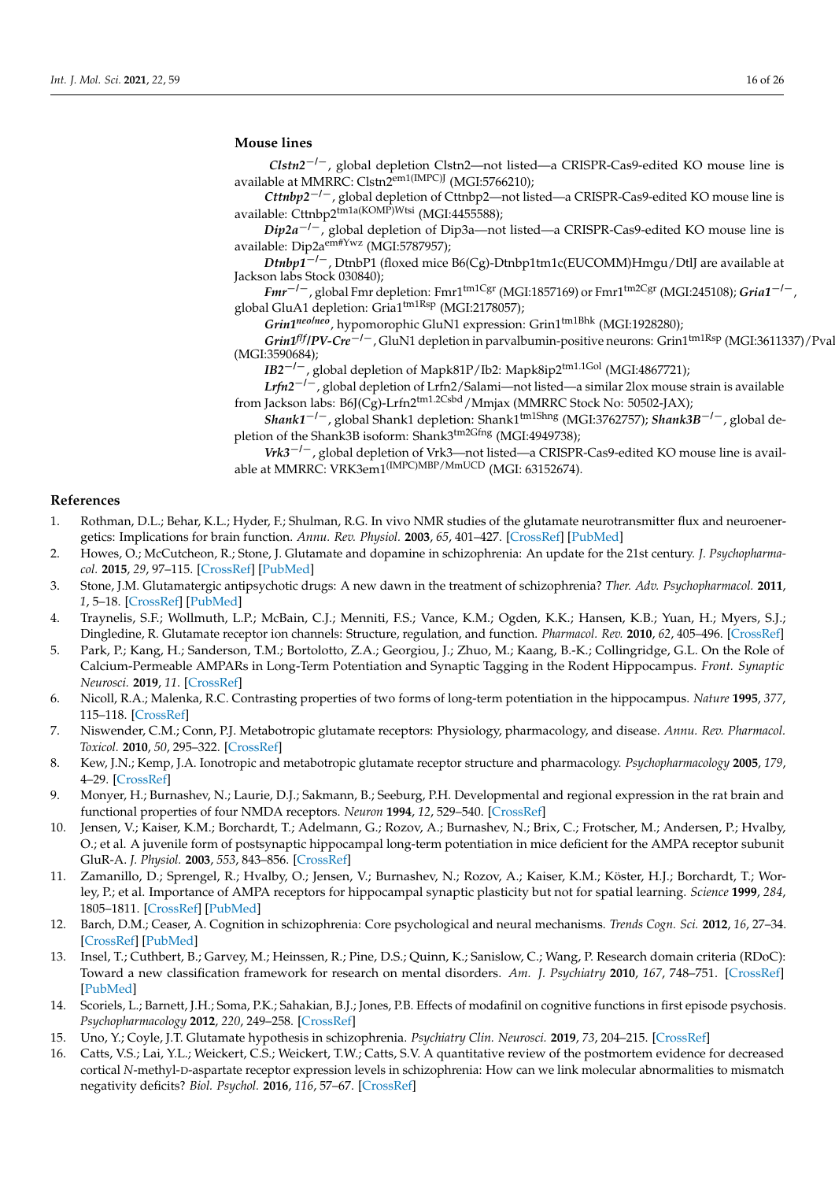### Mouse lines

***Clstn2***$^{-/-}$, global depletion Clstn2—not listed—a CRISPR-Cas9-edited KO mouse line is available at MMRRC: Clstn2$^{em1(IMPC)J}$ (MGI:5766210);

***Cttnbp2***$^{-/-}$, global depletion of Cttnbp2—not listed—a CRISPR-Cas9-edited KO mouse line is available: Cttnbp2$^{tm1a(KOMP)Wtsi}$ (MGI:4455588);

***Dip2a***$^{-/-}$, global depletion of Dip3a—not listed—a CRISPR-Cas9-edited KO mouse line is available: Dip2a$^{em\#Ywz}$ (MGI:5787957);

***Dtnbp1***$^{-/-}$, DtnbP1 (floxed mice B6(Cg)-Dtnbp1tm1c(EUCOMM)Hmgu/DtlJ are available at Jackson labs Stock 030840);

***Fmr***$^{-/-}$, global Fmr depletion: Fmr1$^{tm1Cgr}$ (MGI:1857169) or Fmr1$^{tm2Cgr}$ (MGI:245108); ***Gria1***$^{-/-}$, global GluA1 depletion: Gria1$^{tm1Rsp}$ (MGI:2178057);

***Grin1***$^{neo/neo}$, hypomorphic GluN1 expression: Grin1$^{tm1Bhk}$ (MGI:1928280);

***Grin1***$^{f/f}$***/PV-Cre***$^{-/-}$, GluN1 depletion in parvalbumin-positive neurons: Grin1$^{tm1Rsp}$ (MGI:3611337)/Pval (MGI:3590684);

***IB2***$^{-/-}$, global depletion of Mapk81P/Ib2: Mapk8ip2$^{tm1.1Gol}$ (MGI:4867721);

***Lrfn2***$^{-/-}$, global depletion of Lrfn2/Salami—not listed—a similar 2lox mouse strain is available from Jackson labs: B6J(Cg)-Lrfn2$^{tm1.2Csbd}$/Mmjax (MMRRC Stock No: 50502-JAX);

***Shank1***$^{-/-}$, global Shank1 depletion: Shank1$^{tm1Shng}$ (MGI:3762757); ***Shank3B***$^{-/-}$, global depletion of the Shank3B isoform: Shank3$^{tm2Gfng}$ (MGI:4949738);

***Vrk3***$^{-/-}$, global depletion of Vrk3—not listed—a CRISPR-Cas9-edited KO mouse line is available at MMRRC: VRK3em1$^{(IMPC)MBP/MmUCD}$ (MGI: 63152674).

## References

1. Rothman, D.L.; Behar, K.L.; Hyder, F.; Shulman, R.G. In vivo NMR studies of the glutamate neurotransmitter flux and neuroenergetics: Implications for brain function. *Annu. Rev. Physiol.* **2003**, *65*, 401–427. [CrossRef] [PubMed]
2. Howes, O.; McCutcheon, R.; Stone, J. Glutamate and dopamine in schizophrenia: An update for the 21st century. *J. Psychopharmacol.* **2015**, *29*, 97–115. [CrossRef] [PubMed]
3. Stone, J.M. Glutamatergic antipsychotic drugs: A new dawn in the treatment of schizophrenia? *Ther. Adv. Psychopharmacol.* **2011**, *1*, 5–18. [CrossRef] [PubMed]
4. Traynelis, S.F.; Wollmuth, L.P.; McBain, C.J.; Menniti, F.S.; Vance, K.M.; Ogden, K.K.; Hansen, K.B.; Yuan, H.; Myers, S.J.; Dingledine, R. Glutamate receptor ion channels: Structure, regulation, and function. *Pharmacol. Rev.* **2010**, *62*, 405–496. [CrossRef]
5. Park, P.; Kang, H.; Sanderson, T.M.; Bortolotto, Z.A.; Georgiou, J.; Zhuo, M.; Kaang, B.-K.; Collingridge, G.L. On the Role of Calcium-Permeable AMPARs in Long-Term Potentiation and Synaptic Tagging in the Rodent Hippocampus. *Front. Synaptic Neurosci.* **2019**, *11*. [CrossRef]
6. Nicoll, R.A.; Malenka, R.C. Contrasting properties of two forms of long-term potentiation in the hippocampus. *Nature* **1995**, *377*, 115–118. [CrossRef]
7. Niswender, C.M.; Conn, P.J. Metabotropic glutamate receptors: Physiology, pharmacology, and disease. *Annu. Rev. Pharmacol. Toxicol.* **2010**, *50*, 295–322. [CrossRef]
8. Kew, J.N.; Kemp, J.A. Ionotropic and metabotropic glutamate receptor structure and pharmacology. *Psychopharmacology* **2005**, *179*, 4–29. [CrossRef]
9. Monyer, H.; Burnashev, N.; Laurie, D.J.; Sakmann, B.; Seeburg, P.H. Developmental and regional expression in the rat brain and functional properties of four NMDA receptors. *Neuron* **1994**, *12*, 529–540. [CrossRef]
10. Jensen, V.; Kaiser, K.M.; Borchardt, T.; Adelmann, G.; Rozov, A.; Burnashev, N.; Brix, C.; Frotscher, M.; Andersen, P.; Hvalby, O.; et al. A juvenile form of postsynaptic hippocampal long-term potentiation in mice deficient for the AMPA receptor subunit GluR-A. *J. Physiol.* **2003**, *553*, 843–856. [CrossRef]
11. Zamanillo, D.; Sprengel, R.; Hvalby, O.; Jensen, V.; Burnashev, N.; Rozov, A.; Kaiser, K.M.; Köster, H.J.; Borchardt, T.; Worley, P.; et al. Importance of AMPA receptors for hippocampal synaptic plasticity but not for spatial learning. *Science* **1999**, *284*, 1805–1811. [CrossRef] [PubMed]
12. Barch, D.M.; Ceaser, A. Cognition in schizophrenia: Core psychological and neural mechanisms. *Trends Cogn. Sci.* **2012**, *16*, 27–34. [CrossRef] [PubMed]
13. Insel, T.; Cuthbert, B.; Garvey, M.; Heinssen, R.; Pine, D.S.; Quinn, K.; Sanislow, C.; Wang, P. Research domain criteria (RDoC): Toward a new classification framework for research on mental disorders. *Am. J. Psychiatry* **2010**, *167*, 748–751. [CrossRef] [PubMed]
14. Scoriels, L.; Barnett, J.H.; Soma, P.K.; Sahakian, B.J.; Jones, P.B. Effects of modafinil on cognitive functions in first episode psychosis. *Psychopharmacology* **2012**, *220*, 249–258. [CrossRef]
15. Uno, Y.; Coyle, J.T. Glutamate hypothesis in schizophrenia. *Psychiatry Clin. Neurosci.* **2019**, *73*, 204–215. [CrossRef]
16. Catts, V.S.; Lai, Y.L.; Weickert, C.S.; Weickert, T.W.; Catts, S.V. A quantitative review of the postmortem evidence for decreased cortical *N*-methyl-D-aspartate receptor expression levels in schizophrenia: How can we link molecular abnormalities to mismatch negativity deficits? *Biol. Psychol.* **2016**, *116*, 57–67. [CrossRef]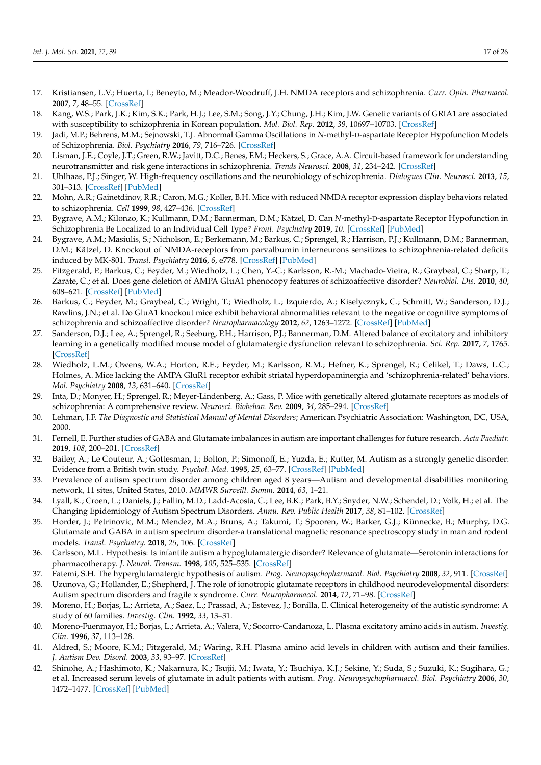17. Kristiansen, L.V.; Huerta, I.; Beneyto, M.; Meador-Woodruff, J.H. NMDA receptors and schizophrenia. *Curr. Opin. Pharmacol.* **2007**, *7*, 48–55. [CrossRef]
18. Kang, W.S.; Park, J.K.; Kim, S.K.; Park, H.J.; Lee, S.M.; Song, J.Y.; Chung, J.H.; Kim, J.W. Genetic variants of GRIA1 are associated with susceptibility to schizophrenia in Korean population. *Mol. Biol. Rep.* **2012**, *39*, 10697–10703. [CrossRef]
19. Jadi, M.P.; Behrens, M.M.; Sejnowski, T.J. Abnormal Gamma Oscillations in *N*-methyl-D-aspartate Receptor Hypofunction Models of Schizophrenia. *Biol. Psychiatry* **2016**, *79*, 716–726. [CrossRef]
20. Lisman, J.E.; Coyle, J.T.; Green, R.W.; Javitt, D.C.; Benes, F.M.; Heckers, S.; Grace, A.A. Circuit-based framework for understanding neurotransmitter and risk gene interactions in schizophrenia. *Trends Neurosci.* **2008**, *31*, 234–242. [CrossRef]
21. Uhlhaas, P.J.; Singer, W. High-frequency oscillations and the neurobiology of schizophrenia. *Dialogues Clin. Neurosci.* **2013**, *15*, 301–313. [CrossRef] [PubMed]
22. Mohn, A.R.; Gainetdinov, R.R.; Caron, M.G.; Koller, B.H. Mice with reduced NMDA receptor expression display behaviors related to schizophrenia. *Cell* **1999**, *98*, 427–436. [CrossRef]
23. Bygrave, A.M.; Kilonzo, K.; Kullmann, D.M.; Bannerman, D.M.; Kätzel, D. Can *N*-methyl-D-aspartate Receptor Hypofunction in Schizophrenia Be Localized to an Individual Cell Type? *Front. Psychiatry* **2019**, *10*. [CrossRef] [PubMed]
24. Bygrave, A.M.; Masiulis, S.; Nicholson, E.; Berkemann, M.; Barkus, C.; Sprengel, R.; Harrison, P.J.; Kullmann, D.M.; Bannerman, D.M.; Kätzel, D. Knockout of NMDA-receptors from parvalbumin interneurons sensitizes to schizophrenia-related deficits induced by MK-801. *Transl. Psychiatry* **2016**, *6*, e778. [CrossRef] [PubMed]
25. Fitzgerald, P.; Barkus, C.; Feyder, M.; Wiedholz, L.; Chen, Y.-C.; Karlsson, R.-M.; Machado-Vieira, R.; Graybeal, C.; Sharp, T.; Zarate, C.; et al. Does gene deletion of AMPA GluA1 phenocopy features of schizoaffective disorder? *Neurobiol. Dis.* **2010**, *40*, 608–621. [CrossRef] [PubMed]
26. Barkus, C.; Feyder, M.; Graybeal, C.; Wright, T.; Wiedholz, L.; Izquierdo, A.; Kiselycznyk, C.; Schmitt, W.; Sanderson, D.J.; Rawlins, J.N.; et al. Do GluA1 knockout mice exhibit behavioral abnormalities relevant to the negative or cognitive symptoms of schizophrenia and schizoaffective disorder? *Neuropharmacology* **2012**, *62*, 1263–1272. [CrossRef] [PubMed]
27. Sanderson, D.J.; Lee, A.; Sprengel, R.; Seeburg, P.H.; Harrison, P.J.; Bannerman, D.M. Altered balance of excitatory and inhibitory learning in a genetically modified mouse model of glutamatergic dysfunction relevant to schizophrenia. *Sci. Rep.* **2017**, *7*, 1765. [CrossRef]
28. Wiedholz, L.M.; Owens, W.A.; Horton, R.E.; Feyder, M.; Karlsson, R.M.; Hefner, K.; Sprengel, R.; Celikel, T.; Daws, L.C.; Holmes, A. Mice lacking the AMPA GluR1 receptor exhibit striatal hyperdopaminergia and 'schizophrenia-related' behaviors. *Mol. Psychiatry* **2008**, *13*, 631–640. [CrossRef]
29. Inta, D.; Monyer, H.; Sprengel, R.; Meyer-Lindenberg, A.; Gass, P. Mice with genetically altered glutamate receptors as models of schizophrenia: A comprehensive review. *Neurosci. Biobehav. Rev.* **2009**, *34*, 285–294. [CrossRef]
30. Lehman, J.F. *The Diagnostic and Statistical Manual of Mental Disorders*; American Psychiatric Association: Washington, DC, USA, 2000.
31. Fernell, E. Further studies of GABA and Glutamate imbalances in autism are important challenges for future research. *Acta Paediatr.* **2019**, *108*, 200–201. [CrossRef]
32. Bailey, A.; Le Couteur, A.; Gottesman, I.; Bolton, P.; Simonoff, E.; Yuzda, E.; Rutter, M. Autism as a strongly genetic disorder: Evidence from a British twin study. *Psychol. Med.* **1995**, *25*, 63–77. [CrossRef] [PubMed]
33. Prevalence of autism spectrum disorder among children aged 8 years—Autism and developmental disabilities monitoring network, 11 sites, United States, 2010. *MMWR Surveill. Summ.* **2014**, *63*, 1–21.
34. Lyall, K.; Croen, L.; Daniels, J.; Fallin, M.D.; Ladd-Acosta, C.; Lee, B.K.; Park, B.Y.; Snyder, N.W.; Schendel, D.; Volk, H.; et al. The Changing Epidemiology of Autism Spectrum Disorders. *Annu. Rev. Public Health* **2017**, *38*, 81–102. [CrossRef]
35. Horder, J.; Petrinovic, M.M.; Mendez, M.A.; Bruns, A.; Takumi, T.; Spooren, W.; Barker, G.J.; Künnecke, B.; Murphy, D.G. Glutamate and GABA in autism spectrum disorder-a translational magnetic resonance spectroscopy study in man and rodent models. *Transl. Psychiatry.* **2018**, *25*, 106. [CrossRef]
36. Carlsson, M.L. Hypothesis: Is infantile autism a hypoglutamatergic disorder? Relevance of glutamate—Serotonin interactions for pharmacotherapy. *J. Neural. Transm.* **1998**, *105*, 525–535. [CrossRef]
37. Fatemi, S.H. The hyperglutamatergic hypothesis of autism. *Prog. Neuropsychopharmacol. Biol. Psychiatry* **2008**, *32*, 911. [CrossRef]
38. Uzunova, G.; Hollander, E.; Shepherd, J. The role of ionotropic glutamate receptors in childhood neurodevelopmental disorders: Autism spectrum disorders and fragile x syndrome. *Curr. Neuropharmacol.* **2014**, *12*, 71–98. [CrossRef]
39. Moreno, H.; Borjas, L.; Arrieta, A.; Saez, L.; Prassad, A.; Estevez, J.; Bonilla, E. Clinical heterogeneity of the autistic syndrome: A study of 60 families. *Investig. Clin.* **1992**, *33*, 13–31.
40. Moreno-Fuenmayor, H.; Borjas, L.; Arrieta, A.; Valera, V.; Socorro-Candanoza, L. Plasma excitatory amino acids in autism. *Investig. Clin.* **1996**, *37*, 113–128.
41. Aldred, S.; Moore, K.M.; Fitzgerald, M.; Waring, R.H. Plasma amino acid levels in children with autism and their families. *J. Autism Dev. Disord.* **2003**, *33*, 93–97. [CrossRef]
42. Shinohe, A.; Hashimoto, K.; Nakamura, K.; Tsujii, M.; Iwata, Y.; Tsuchiya, K.J.; Sekine, Y.; Suda, S.; Suzuki, K.; Sugihara, G.; et al. Increased serum levels of glutamate in adult patients with autism. *Prog. Neuropsychopharmacol. Biol. Psychiatry* **2006**, *30*, 1472–1477. [CrossRef] [PubMed]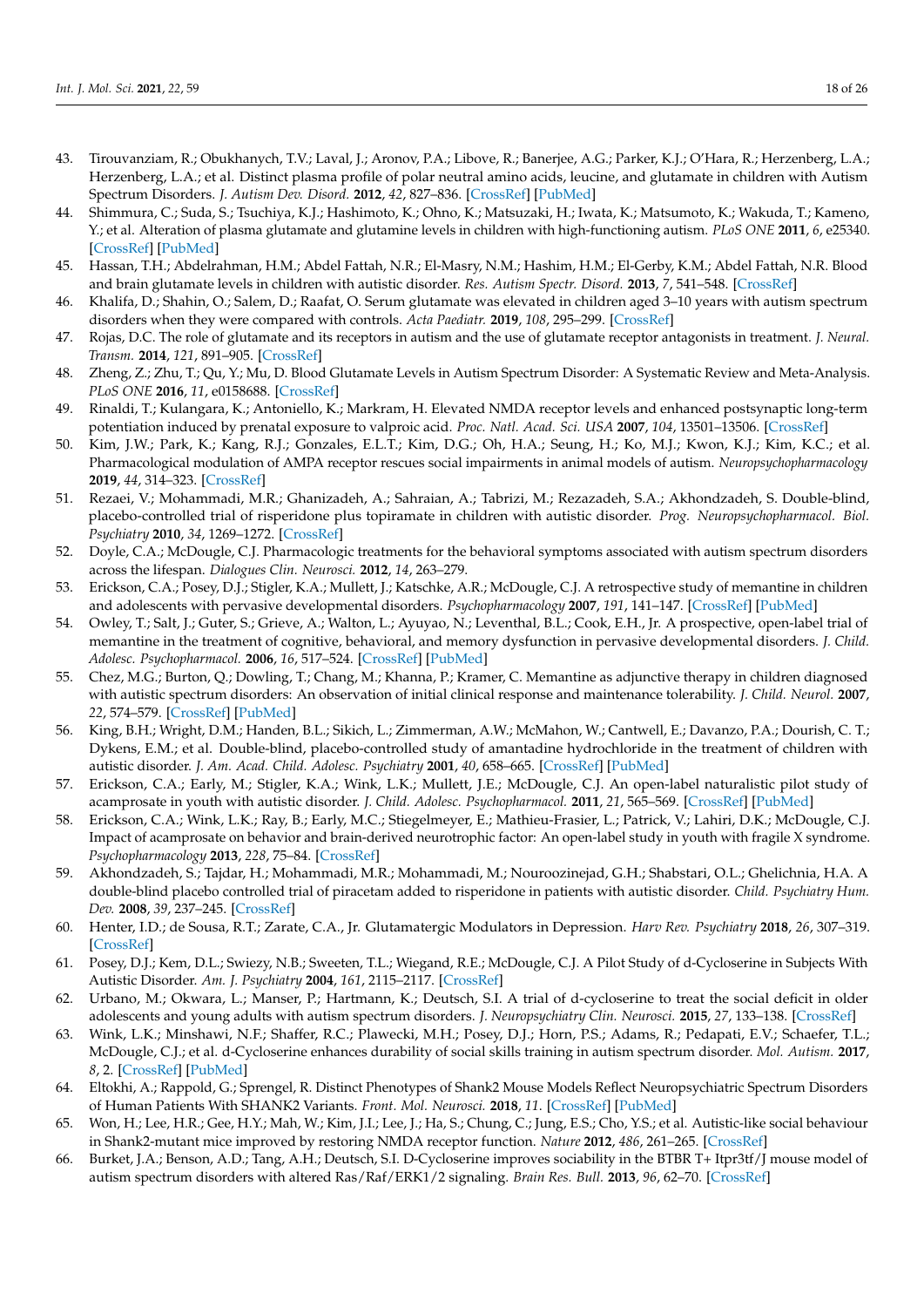43. Tirouvanziam, R.; Obukhanych, T.V.; Laval, J.; Aronov, P.A.; Libove, R.; Banerjee, A.G.; Parker, K.J.; O'Hara, R.; Herzenberg, L.A.; Herzenberg, L.A.; et al. Distinct plasma profile of polar neutral amino acids, leucine, and glutamate in children with Autism Spectrum Disorders. *J. Autism Dev. Disord.* **2012**, *42*, 827–836. [CrossRef] [PubMed]
44. Shimmura, C.; Suda, S.; Tsuchiya, K.J.; Hashimoto, K.; Ohno, K.; Matsuzaki, H.; Iwata, K.; Matsumoto, K.; Wakuda, T.; Kameno, Y.; et al. Alteration of plasma glutamate and glutamine levels in children with high-functioning autism. *PLoS ONE* **2011**, *6*, e25340. [CrossRef] [PubMed]
45. Hassan, T.H.; Abdelrahman, H.M.; Abdel Fattah, N.R.; El-Masry, N.M.; Hashim, H.M.; El-Gerby, K.M.; Abdel Fattah, N.R. Blood and brain glutamate levels in children with autistic disorder. *Res. Autism Spectr. Disord.* **2013**, *7*, 541–548. [CrossRef]
46. Khalifa, D.; Shahin, O.; Salem, D.; Raafat, O. Serum glutamate was elevated in children aged 3–10 years with autism spectrum disorders when they were compared with controls. *Acta Paediatr.* **2019**, *108*, 295–299. [CrossRef]
47. Rojas, D.C. The role of glutamate and its receptors in autism and the use of glutamate receptor antagonists in treatment. *J. Neural. Transm.* **2014**, *121*, 891–905. [CrossRef]
48. Zheng, Z.; Zhu, T.; Qu, Y.; Mu, D. Blood Glutamate Levels in Autism Spectrum Disorder: A Systematic Review and Meta-Analysis. *PLoS ONE* **2016**, *11*, e0158688. [CrossRef]
49. Rinaldi, T.; Kulangara, K.; Antoniello, K.; Markram, H. Elevated NMDA receptor levels and enhanced postsynaptic long-term potentiation induced by prenatal exposure to valproic acid. *Proc. Natl. Acad. Sci. USA* **2007**, *104*, 13501–13506. [CrossRef]
50. Kim, J.W.; Park, K.; Kang, R.J.; Gonzales, E.L.T.; Kim, D.G.; Oh, H.A.; Seung, H.; Ko, M.J.; Kwon, K.J.; Kim, K.C.; et al. Pharmacological modulation of AMPA receptor rescues social impairments in animal models of autism. *Neuropsychopharmacology* **2019**, *44*, 314–323. [CrossRef]
51. Rezaei, V.; Mohammadi, M.R.; Ghanizadeh, A.; Sahraian, A.; Tabrizi, M.; Rezazadeh, S.A.; Akhondzadeh, S. Double-blind, placebo-controlled trial of risperidone plus topiramate in children with autistic disorder. *Prog. Neuropsychopharmacol. Biol. Psychiatry* **2010**, *34*, 1269–1272. [CrossRef]
52. Doyle, C.A.; McDougle, C.J. Pharmacologic treatments for the behavioral symptoms associated with autism spectrum disorders across the lifespan. *Dialogues Clin. Neurosci.* **2012**, *14*, 263–279.
53. Erickson, C.A.; Posey, D.J.; Stigler, K.A.; Mullett, J.; Katschke, A.R.; McDougle, C.J. A retrospective study of memantine in children and adolescents with pervasive developmental disorders. *Psychopharmacology* **2007**, *191*, 141–147. [CrossRef] [PubMed]
54. Owley, T.; Salt, J.; Guter, S.; Grieve, A.; Walton, L.; Ayuyao, N.; Leventhal, B.L.; Cook, E.H., Jr. A prospective, open-label trial of memantine in the treatment of cognitive, behavioral, and memory dysfunction in pervasive developmental disorders. *J. Child. Adolesc. Psychopharmacol.* **2006**, *16*, 517–524. [CrossRef] [PubMed]
55. Chez, M.G.; Burton, Q.; Dowling, T.; Chang, M.; Khanna, P.; Kramer, C. Memantine as adjunctive therapy in children diagnosed with autistic spectrum disorders: An observation of initial clinical response and maintenance tolerability. *J. Child. Neurol.* **2007**, *22*, 574–579. [CrossRef] [PubMed]
56. King, B.H.; Wright, D.M.; Handen, B.L.; Sikich, L.; Zimmerman, A.W.; McMahon, W.; Cantwell, E.; Davanzo, P.A.; Dourish, C. T.; Dykens, E.M.; et al. Double-blind, placebo-controlled study of amantadine hydrochloride in the treatment of children with autistic disorder. *J. Am. Acad. Child. Adolesc. Psychiatry* **2001**, *40*, 658–665. [CrossRef] [PubMed]
57. Erickson, C.A.; Early, M.; Stigler, K.A.; Wink, L.K.; Mullett, J.E.; McDougle, C.J. An open-label naturalistic pilot study of acamprosate in youth with autistic disorder. *J. Child. Adolesc. Psychopharmacol.* **2011**, *21*, 565–569. [CrossRef] [PubMed]
58. Erickson, C.A.; Wink, L.K.; Ray, B.; Early, M.C.; Stiegelmeyer, E.; Mathieu-Frasier, L.; Patrick, V.; Lahiri, D.K.; McDougle, C.J. Impact of acamprosate on behavior and brain-derived neurotrophic factor: An open-label study in youth with fragile X syndrome. *Psychopharmacology* **2013**, *228*, 75–84. [CrossRef]
59. Akhondzadeh, S.; Tajdar, H.; Mohammadi, M.R.; Mohammadi, M.; Nouroozinejad, G.H.; Shabstari, O.L.; Ghelichnia, H.A. A double-blind placebo controlled trial of piracetam added to risperidone in patients with autistic disorder. *Child. Psychiatry Hum. Dev.* **2008**, *39*, 237–245. [CrossRef]
60. Henter, I.D.; de Sousa, R.T.; Zarate, C.A., Jr. Glutamatergic Modulators in Depression. *Harv Rev. Psychiatry* **2018**, *26*, 307–319. [CrossRef]
61. Posey, D.J.; Kem, D.L.; Swiezy, N.B.; Sweeten, T.L.; Wiegand, R.E.; McDougle, C.J. A Pilot Study of d-Cycloserine in Subjects With Autistic Disorder. *Am. J. Psychiatry* **2004**, *161*, 2115–2117. [CrossRef]
62. Urbano, M.; Okwara, L.; Manser, P.; Hartmann, K.; Deutsch, S.I. A trial of d-cycloserine to treat the social deficit in older adolescents and young adults with autism spectrum disorders. *J. Neuropsychiatry Clin. Neurosci.* **2015**, *27*, 133–138. [CrossRef]
63. Wink, L.K.; Minshawi, N.F.; Shaffer, R.C.; Plawecki, M.H.; Posey, D.J.; Horn, P.S.; Adams, R.; Pedapati, E.V.; Schaefer, T.L.; McDougle, C.J.; et al. d-Cycloserine enhances durability of social skills training in autism spectrum disorder. *Mol. Autism.* **2017**, *8*, 2. [CrossRef] [PubMed]
64. Eltokhi, A.; Rappold, G.; Sprengel, R. Distinct Phenotypes of Shank2 Mouse Models Reflect Neuropsychiatric Spectrum Disorders of Human Patients With SHANK2 Variants. *Front. Mol. Neurosci.* **2018**, *11*. [CrossRef] [PubMed]
65. Won, H.; Lee, H.R.; Gee, H.Y.; Mah, W.; Kim, J.I.; Lee, J.; Ha, S.; Chung, C.; Jung, E.S.; Cho, Y.S.; et al. Autistic-like social behaviour in Shank2-mutant mice improved by restoring NMDA receptor function. *Nature* **2012**, *486*, 261–265. [CrossRef]
66. Burket, J.A.; Benson, A.D.; Tang, A.H.; Deutsch, S.I. D-Cycloserine improves sociability in the BTBR T+ Itpr3tf/J mouse model of autism spectrum disorders with altered Ras/Raf/ERK1/2 signaling. *Brain Res. Bull.* **2013**, *96*, 62–70. [CrossRef]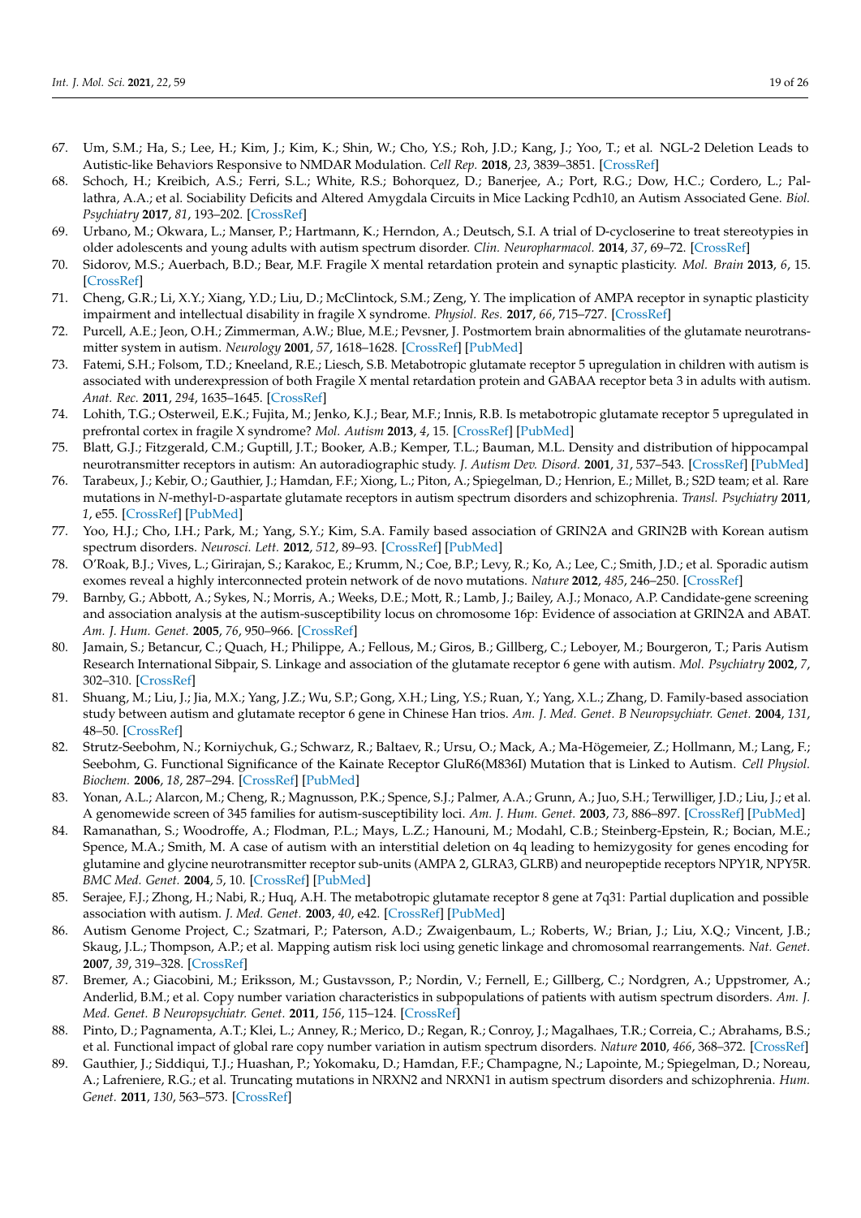67. Um, S.M.; Ha, S.; Lee, H.; Kim, J.; Kim, K.; Shin, W.; Cho, Y.S.; Roh, J.D.; Kang, J.; Yoo, T.; et al. NGL-2 Deletion Leads to Autistic-like Behaviors Responsive to NMDAR Modulation. *Cell Rep.* **2018**, *23*, 3839–3851. [CrossRef]
68. Schoch, H.; Kreibich, A.S.; Ferri, S.L.; White, R.S.; Bohorquez, D.; Banerjee, A.; Port, R.G.; Dow, H.C.; Cordero, L.; Pallathra, A.A.; et al. Sociability Deficits and Altered Amygdala Circuits in Mice Lacking Pcdh10, an Autism Associated Gene. *Biol. Psychiatry* **2017**, *81*, 193–202. [CrossRef]
69. Urbano, M.; Okwara, L.; Manser, P.; Hartmann, K.; Herndon, A.; Deutsch, S.I. A trial of D-cycloserine to treat stereotypies in older adolescents and young adults with autism spectrum disorder. *Clin. Neuropharmacol.* **2014**, *37*, 69–72. [CrossRef]
70. Sidorov, M.S.; Auerbach, B.D.; Bear, M.F. Fragile X mental retardation protein and synaptic plasticity. *Mol. Brain* **2013**, *6*, 15. [CrossRef]
71. Cheng, G.R.; Li, X.Y.; Xiang, Y.D.; Liu, D.; McClintock, S.M.; Zeng, Y. The implication of AMPA receptor in synaptic plasticity impairment and intellectual disability in fragile X syndrome. *Physiol. Res.* **2017**, *66*, 715–727. [CrossRef]
72. Purcell, A.E.; Jeon, O.H.; Zimmerman, A.W.; Blue, M.E.; Pevsner, J. Postmortem brain abnormalities of the glutamate neurotransmitter system in autism. *Neurology* **2001**, *57*, 1618–1628. [CrossRef] [PubMed]
73. Fatemi, S.H.; Folsom, T.D.; Kneeland, R.E.; Liesch, S.B. Metabotropic glutamate receptor 5 upregulation in children with autism is associated with underexpression of both Fragile X mental retardation protein and GABAA receptor beta 3 in adults with autism. *Anat. Rec.* **2011**, *294*, 1635–1645. [CrossRef]
74. Lohith, T.G.; Osterweil, E.K.; Fujita, M.; Jenko, K.J.; Bear, M.F.; Innis, R.B. Is metabotropic glutamate receptor 5 upregulated in prefrontal cortex in fragile X syndrome? *Mol. Autism* **2013**, *4*, 15. [CrossRef] [PubMed]
75. Blatt, G.J.; Fitzgerald, C.M.; Guptill, J.T.; Booker, A.B.; Kemper, T.L.; Bauman, M.L. Density and distribution of hippocampal neurotransmitter receptors in autism: An autoradiographic study. *J. Autism Dev. Disord.* **2001**, *31*, 537–543. [CrossRef] [PubMed]
76. Tarabeux, J.; Kebir, O.; Gauthier, J.; Hamdan, F.F.; Xiong, L.; Piton, A.; Spiegelman, D.; Henrion, E.; Millet, B.; S2D team; et al. Rare mutations in *N*-methyl-D-aspartate glutamate receptors in autism spectrum disorders and schizophrenia. *Transl. Psychiatry* **2011**, *1*, e55. [CrossRef] [PubMed]
77. Yoo, H.J.; Cho, I.H.; Park, M.; Yang, S.Y.; Kim, S.A. Family based association of GRIN2A and GRIN2B with Korean autism spectrum disorders. *Neurosci. Lett.* **2012**, *512*, 89–93. [CrossRef] [PubMed]
78. O'Roak, B.J.; Vives, L.; Girirajan, S.; Karakoc, E.; Krumm, N.; Coe, B.P.; Levy, R.; Ko, A.; Lee, C.; Smith, J.D.; et al. Sporadic autism exomes reveal a highly interconnected protein network of de novo mutations. *Nature* **2012**, *485*, 246–250. [CrossRef]
79. Barnby, G.; Abbott, A.; Sykes, N.; Morris, A.; Weeks, D.E.; Mott, R.; Lamb, J.; Bailey, A.J.; Monaco, A.P. Candidate-gene screening and association analysis at the autism-susceptibility locus on chromosome 16p: Evidence of association at GRIN2A and ABAT. *Am. J. Hum. Genet.* **2005**, *76*, 950–966. [CrossRef]
80. Jamain, S.; Betancur, C.; Quach, H.; Philippe, A.; Fellous, M.; Giros, B.; Gillberg, C.; Leboyer, M.; Bourgeron, T.; Paris Autism Research International Sibpair, S. Linkage and association of the glutamate receptor 6 gene with autism. *Mol. Psychiatry* **2002**, *7*, 302–310. [CrossRef]
81. Shuang, M.; Liu, J.; Jia, M.X.; Yang, J.Z.; Wu, S.P.; Gong, X.H.; Ling, Y.S.; Ruan, Y.; Yang, X.L.; Zhang, D. Family-based association study between autism and glutamate receptor 6 gene in Chinese Han trios. *Am. J. Med. Genet. B Neuropsychiatr. Genet.* **2004**, *131*, 48–50. [CrossRef]
82. Strutz-Seebohm, N.; Korniychuk, G.; Schwarz, R.; Baltaev, R.; Ursu, O.; Mack, A.; Ma-Högemeier, Z.; Hollmann, M.; Lang, F.; Seebohm, G. Functional Significance of the Kainate Receptor GluR6(M836I) Mutation that is Linked to Autism. *Cell Physiol. Biochem.* **2006**, *18*, 287–294. [CrossRef] [PubMed]
83. Yonan, A.L.; Alarcon, M.; Cheng, R.; Magnusson, P.K.; Spence, S.J.; Palmer, A.A.; Grunn, A.; Juo, S.H.; Terwilliger, J.D.; Liu, J.; et al. A genomewide screen of 345 families for autism-susceptibility loci. *Am. J. Hum. Genet.* **2003**, *73*, 886–897. [CrossRef] [PubMed]
84. Ramanathan, S.; Woodroffe, A.; Flodman, P.L.; Mays, L.Z.; Hanouni, M.; Modahl, C.B.; Steinberg-Epstein, R.; Bocian, M.E.; Spence, M.A.; Smith, M. A case of autism with an interstitial deletion on 4q leading to hemizygosity for genes encoding for glutamine and glycine neurotransmitter receptor sub-units (AMPA 2, GLRA3, GLRB) and neuropeptide receptors NPY1R, NPY5R. *BMC Med. Genet.* **2004**, *5*, 10. [CrossRef] [PubMed]
85. Serajee, F.J.; Zhong, H.; Nabi, R.; Huq, A.H. The metabotropic glutamate receptor 8 gene at 7q31: Partial duplication and possible association with autism. *J. Med. Genet.* **2003**, *40*, e42. [CrossRef] [PubMed]
86. Autism Genome Project, C.; Szatmari, P.; Paterson, A.D.; Zwaigenbaum, L.; Roberts, W.; Brian, J.; Liu, X.Q.; Vincent, J.B.; Skaug, J.L.; Thompson, A.P.; et al. Mapping autism risk loci using genetic linkage and chromosomal rearrangements. *Nat. Genet.* **2007**, *39*, 319–328. [CrossRef]
87. Bremer, A.; Giacobini, M.; Eriksson, M.; Gustavsson, P.; Nordin, V.; Fernell, E.; Gillberg, C.; Nordgren, A.; Uppstromer, A.; Anderlid, B.M.; et al. Copy number variation characteristics in subpopulations of patients with autism spectrum disorders. *Am. J. Med. Genet. B Neuropsychiatr. Genet.* **2011**, *156*, 115–124. [CrossRef]
88. Pinto, D.; Pagnamenta, A.T.; Klei, L.; Anney, R.; Merico, D.; Regan, R.; Conroy, J.; Magalhaes, T.R.; Correia, C.; Abrahams, B.S.; et al. Functional impact of global rare copy number variation in autism spectrum disorders. *Nature* **2010**, *466*, 368–372. [CrossRef]
89. Gauthier, J.; Siddiqui, T.J.; Huashan, P.; Yokomaku, D.; Hamdan, F.F.; Champagne, N.; Lapointe, M.; Spiegelman, D.; Noreau, A.; Lafreniere, R.G.; et al. Truncating mutations in NRXN2 and NRXN1 in autism spectrum disorders and schizophrenia. *Hum. Genet.* **2011**, *130*, 563–573. [CrossRef]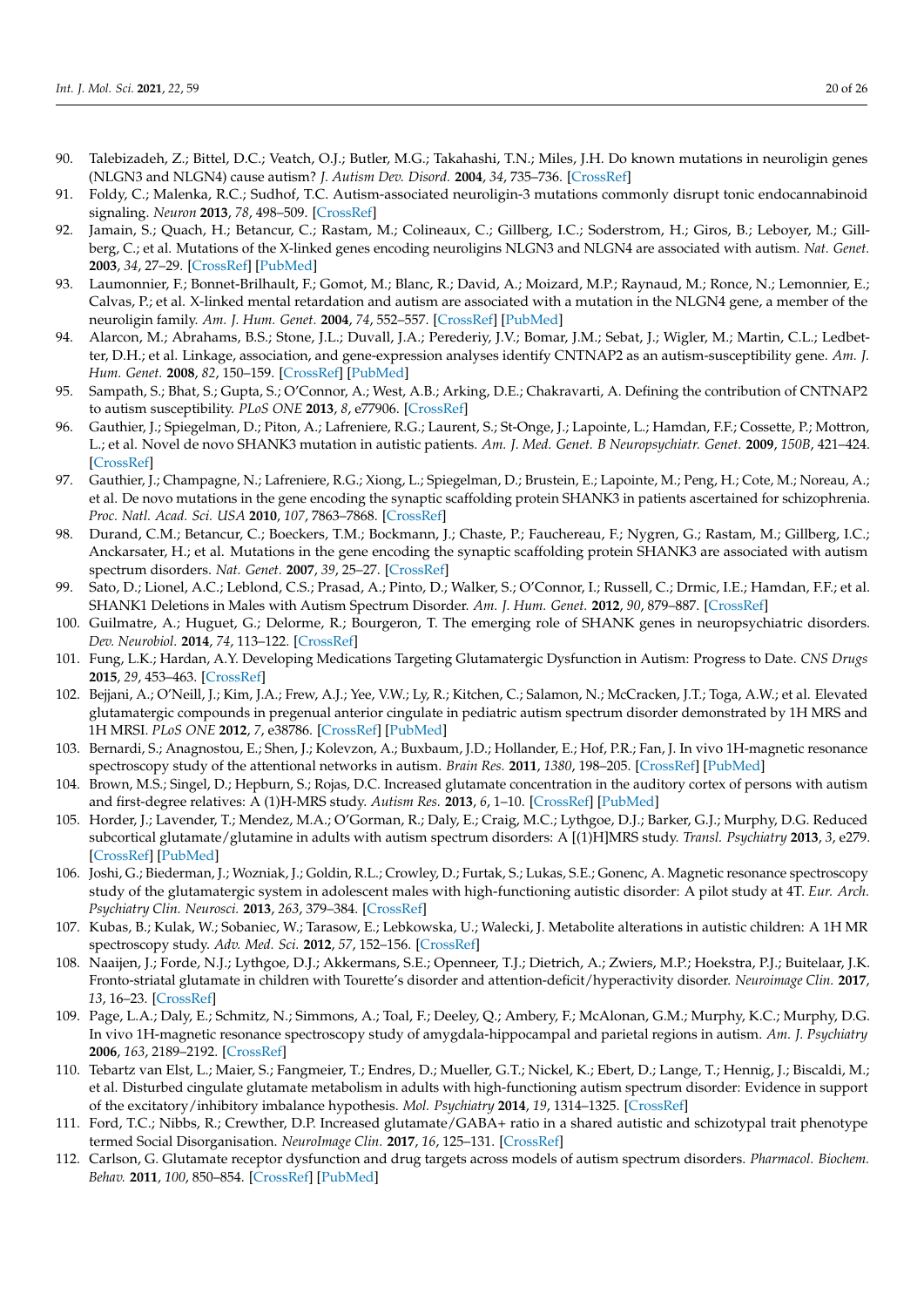90. Talebizadeh, Z.; Bittel, D.C.; Veatch, O.J.; Butler, M.G.; Takahashi, T.N.; Miles, J.H. Do known mutations in neuroligin genes (NLGN3 and NLGN4) cause autism? *J. Autism Dev. Disord.* **2004**, *34*, 735–736. [CrossRef]
91. Foldy, C.; Malenka, R.C.; Sudhof, T.C. Autism-associated neuroligin-3 mutations commonly disrupt tonic endocannabinoid signaling. *Neuron* **2013**, *78*, 498–509. [CrossRef]
92. Jamain, S.; Quach, H.; Betancur, C.; Rastam, M.; Colineaux, C.; Gillberg, I.C.; Soderstrom, H.; Giros, B.; Leboyer, M.; Gillberg, C.; et al. Mutations of the X-linked genes encoding neuroligins NLGN3 and NLGN4 are associated with autism. *Nat. Genet.* **2003**, *34*, 27–29. [CrossRef] [PubMed]
93. Laumonnier, F.; Bonnet-Brilhault, F.; Gomot, M.; Blanc, R.; David, A.; Moizard, M.P.; Raynaud, M.; Ronce, N.; Lemonnier, E.; Calvas, P.; et al. X-linked mental retardation and autism are associated with a mutation in the NLGN4 gene, a member of the neuroligin family. *Am. J. Hum. Genet.* **2004**, *74*, 552–557. [CrossRef] [PubMed]
94. Alarcon, M.; Abrahams, B.S.; Stone, J.L.; Duvall, J.A.; Perederiy, J.V.; Bomar, J.M.; Sebat, J.; Wigler, M.; Martin, C.L.; Ledbetter, D.H.; et al. Linkage, association, and gene-expression analyses identify CNTNAP2 as an autism-susceptibility gene. *Am. J. Hum. Genet.* **2008**, *82*, 150–159. [CrossRef] [PubMed]
95. Sampath, S.; Bhat, S.; Gupta, S.; O'Connor, A.; West, A.B.; Arking, D.E.; Chakravarti, A. Defining the contribution of CNTNAP2 to autism susceptibility. *PLoS ONE* **2013**, *8*, e77906. [CrossRef]
96. Gauthier, J.; Spiegelman, D.; Piton, A.; Lafreniere, R.G.; Laurent, S.; St-Onge, J.; Lapointe, L.; Hamdan, F.F.; Cossette, P.; Mottron, L.; et al. Novel de novo SHANK3 mutation in autistic patients. *Am. J. Med. Genet. B Neuropsychiatr. Genet.* **2009**, *150B*, 421–424. [CrossRef]
97. Gauthier, J.; Champagne, N.; Lafreniere, R.G.; Xiong, L.; Spiegelman, D.; Brustein, E.; Lapointe, M.; Peng, H.; Cote, M.; Noreau, A.; et al. De novo mutations in the gene encoding the synaptic scaffolding protein SHANK3 in patients ascertained for schizophrenia. *Proc. Natl. Acad. Sci. USA* **2010**, *107*, 7863–7868. [CrossRef]
98. Durand, C.M.; Betancur, C.; Boeckers, T.M.; Bockmann, J.; Chaste, P.; Fauchereau, F.; Nygren, G.; Rastam, M.; Gillberg, I.C.; Anckarsater, H.; et al. Mutations in the gene encoding the synaptic scaffolding protein SHANK3 are associated with autism spectrum disorders. *Nat. Genet.* **2007**, *39*, 25–27. [CrossRef]
99. Sato, D.; Lionel, A.C.; Leblond, C.S.; Prasad, A.; Pinto, D.; Walker, S.; O'Connor, I.; Russell, C.; Drmic, I.E.; Hamdan, F.F.; et al. SHANK1 Deletions in Males with Autism Spectrum Disorder. *Am. J. Hum. Genet.* **2012**, *90*, 879–887. [CrossRef]
100. Guilmatre, A.; Huguet, G.; Delorme, R.; Bourgeron, T. The emerging role of SHANK genes in neuropsychiatric disorders. *Dev. Neurobiol.* **2014**, *74*, 113–122. [CrossRef]
101. Fung, L.K.; Hardan, A.Y. Developing Medications Targeting Glutamatergic Dysfunction in Autism: Progress to Date. *CNS Drugs* **2015**, *29*, 453–463. [CrossRef]
102. Bejjani, A.; O'Neill, J.; Kim, J.A.; Frew, A.J.; Yee, V.W.; Ly, R.; Kitchen, C.; Salamon, N.; McCracken, J.T.; Toga, A.W.; et al. Elevated glutamatergic compounds in pregenual anterior cingulate in pediatric autism spectrum disorder demonstrated by 1H MRS and 1H MRSI. *PLoS ONE* **2012**, *7*, e38786. [CrossRef] [PubMed]
103. Bernardi, S.; Anagnostou, E.; Shen, J.; Kolevzon, A.; Buxbaum, J.D.; Hollander, E.; Hof, P.R.; Fan, J. In vivo 1H-magnetic resonance spectroscopy study of the attentional networks in autism. *Brain Res.* **2011**, *1380*, 198–205. [CrossRef] [PubMed]
104. Brown, M.S.; Singel, D.; Hepburn, S.; Rojas, D.C. Increased glutamate concentration in the auditory cortex of persons with autism and first-degree relatives: A (1)H-MRS study. *Autism Res.* **2013**, *6*, 1–10. [CrossRef] [PubMed]
105. Horder, J.; Lavender, T.; Mendez, M.A.; O'Gorman, R.; Daly, E.; Craig, M.C.; Lythgoe, D.J.; Barker, G.J.; Murphy, D.G. Reduced subcortical glutamate/glutamine in adults with autism spectrum disorders: A [(1)H]MRS study. *Transl. Psychiatry* **2013**, *3*, e279. [CrossRef] [PubMed]
106. Joshi, G.; Biederman, J.; Wozniak, J.; Goldin, R.L.; Crowley, D.; Furtak, S.; Lukas, S.E.; Gonenc, A. Magnetic resonance spectroscopy study of the glutamatergic system in adolescent males with high-functioning autistic disorder: A pilot study at 4T. *Eur. Arch. Psychiatry Clin. Neurosci.* **2013**, *263*, 379–384. [CrossRef]
107. Kubas, B.; Kulak, W.; Sobaniec, W.; Tarasow, E.; Lebkowska, U.; Walecki, J. Metabolite alterations in autistic children: A 1H MR spectroscopy study. *Adv. Med. Sci.* **2012**, *57*, 152–156. [CrossRef]
108. Naaijen, J.; Forde, N.J.; Lythgoe, D.J.; Akkermans, S.E.; Openneer, T.J.; Dietrich, A.; Zwiers, M.P.; Hoekstra, P.J.; Buitelaar, J.K. Fronto-striatal glutamate in children with Tourette's disorder and attention-deficit/hyperactivity disorder. *Neuroimage Clin.* **2017**, *13*, 16–23. [CrossRef]
109. Page, L.A.; Daly, E.; Schmitz, N.; Simmons, A.; Toal, F.; Deeley, Q.; Ambery, F.; McAlonan, G.M.; Murphy, K.C.; Murphy, D.G. In vivo 1H-magnetic resonance spectroscopy study of amygdala-hippocampal and parietal regions in autism. *Am. J. Psychiatry* **2006**, *163*, 2189–2192. [CrossRef]
110. Tebartz van Elst, L.; Maier, S.; Fangmeier, T.; Endres, D.; Mueller, G.T.; Nickel, K.; Ebert, D.; Lange, T.; Hennig, J.; Biscaldi, M.; et al. Disturbed cingulate glutamate metabolism in adults with high-functioning autism spectrum disorder: Evidence in support of the excitatory/inhibitory imbalance hypothesis. *Mol. Psychiatry* **2014**, *19*, 1314–1325. [CrossRef]
111. Ford, T.C.; Nibbs, R.; Crewther, D.P. Increased glutamate/GABA+ ratio in a shared autistic and schizotypal trait phenotype termed Social Disorganisation. *NeuroImage Clin.* **2017**, *16*, 125–131. [CrossRef]
112. Carlson, G. Glutamate receptor dysfunction and drug targets across models of autism spectrum disorders. *Pharmacol. Biochem. Behav.* **2011**, *100*, 850–854. [CrossRef] [PubMed]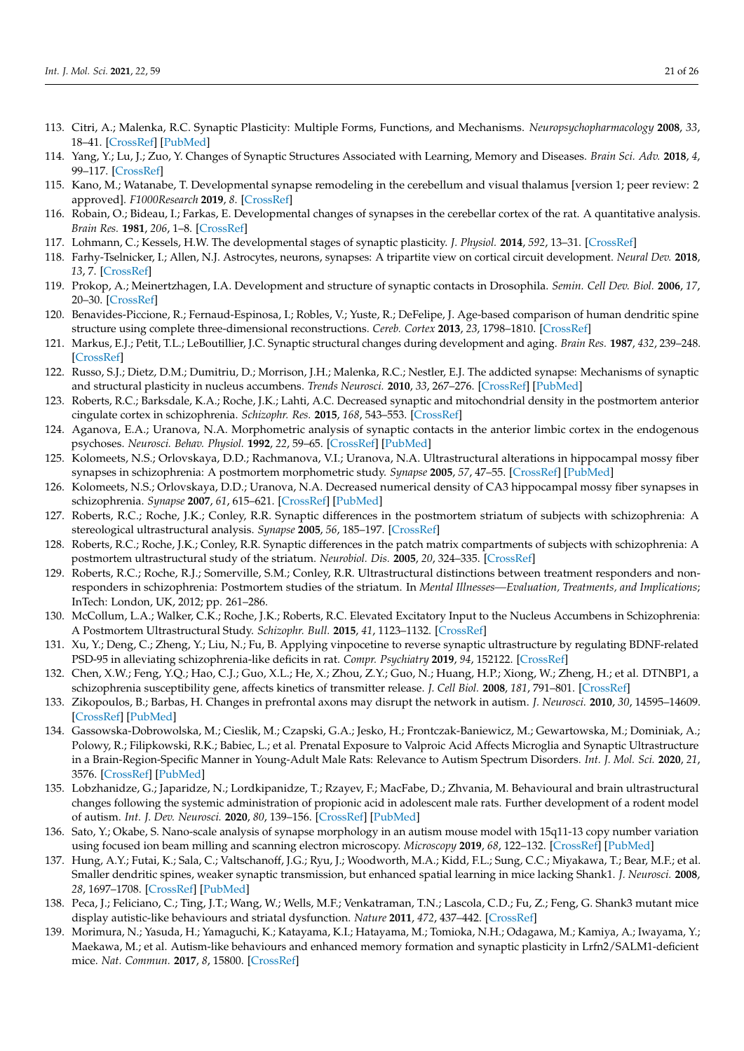113. Citri, A.; Malenka, R.C. Synaptic Plasticity: Multiple Forms, Functions, and Mechanisms. *Neuropsychopharmacology* **2008**, *33*, 18–41. [CrossRef] [PubMed]
114. Yang, Y.; Lu, J.; Zuo, Y. Changes of Synaptic Structures Associated with Learning, Memory and Diseases. *Brain Sci. Adv.* **2018**, *4*, 99–117. [CrossRef]
115. Kano, M.; Watanabe, T. Developmental synapse remodeling in the cerebellum and visual thalamus [version 1; peer review: 2 approved]. *F1000Research* **2019**, *8*. [CrossRef]
116. Robain, O.; Bideau, I.; Farkas, E. Developmental changes of synapses in the cerebellar cortex of the rat. A quantitative analysis. *Brain Res.* **1981**, *206*, 1–8. [CrossRef]
117. Lohmann, C.; Kessels, H.W. The developmental stages of synaptic plasticity. *J. Physiol.* **2014**, *592*, 13–31. [CrossRef]
118. Farhy-Tselnicker, I.; Allen, N.J. Astrocytes, neurons, synapses: A tripartite view on cortical circuit development. *Neural Dev.* **2018**, *13*, 7. [CrossRef]
119. Prokop, A.; Meinertzhagen, I.A. Development and structure of synaptic contacts in Drosophila. *Semin. Cell Dev. Biol.* **2006**, *17*, 20–30. [CrossRef]
120. Benavides-Piccione, R.; Fernaud-Espinosa, I.; Robles, V.; Yuste, R.; DeFelipe, J. Age-based comparison of human dendritic spine structure using complete three-dimensional reconstructions. *Cereb. Cortex* **2013**, *23*, 1798–1810. [CrossRef]
121. Markus, E.J.; Petit, T.L.; LeBoutillier, J.C. Synaptic structural changes during development and aging. *Brain Res.* **1987**, *432*, 239–248. [CrossRef]
122. Russo, S.J.; Dietz, D.M.; Dumitriu, D.; Morrison, J.H.; Malenka, R.C.; Nestler, E.J. The addicted synapse: Mechanisms of synaptic and structural plasticity in nucleus accumbens. *Trends Neurosci.* **2010**, *33*, 267–276. [CrossRef] [PubMed]
123. Roberts, R.C.; Barksdale, K.A.; Roche, J.K.; Lahti, A.C. Decreased synaptic and mitochondrial density in the postmortem anterior cingulate cortex in schizophrenia. *Schizophr. Res.* **2015**, *168*, 543–553. [CrossRef]
124. Aganova, E.A.; Uranova, N.A. Morphometric analysis of synaptic contacts in the anterior limbic cortex in the endogenous psychoses. *Neurosci. Behav. Physiol.* **1992**, *22*, 59–65. [CrossRef] [PubMed]
125. Kolomeets, N.S.; Orlovskaya, D.D.; Rachmanova, V.I.; Uranova, N.A. Ultrastructural alterations in hippocampal mossy fiber synapses in schizophrenia: A postmortem morphometric study. *Synapse* **2005**, *57*, 47–55. [CrossRef] [PubMed]
126. Kolomeets, N.S.; Orlovskaya, D.D.; Uranova, N.A. Decreased numerical density of CA3 hippocampal mossy fiber synapses in schizophrenia. *Synapse* **2007**, *61*, 615–621. [CrossRef] [PubMed]
127. Roberts, R.C.; Roche, J.K.; Conley, R.R. Synaptic differences in the postmortem striatum of subjects with schizophrenia: A stereological ultrastructural analysis. *Synapse* **2005**, *56*, 185–197. [CrossRef]
128. Roberts, R.C.; Roche, J.K.; Conley, R.R. Synaptic differences in the patch matrix compartments of subjects with schizophrenia: A postmortem ultrastructural study of the striatum. *Neurobiol. Dis.* **2005**, *20*, 324–335. [CrossRef]
129. Roberts, R.C.; Roche, R.J.; Somerville, S.M.; Conley, R.R. Ultrastructural distinctions between treatment responders and non-responders in schizophrenia: Postmortem studies of the striatum. In *Mental Illnesses—Evaluation, Treatments, and Implications*; InTech: London, UK, 2012; pp. 261–286.
130. McCollum, L.A.; Walker, C.K.; Roche, J.K.; Roberts, R.C. Elevated Excitatory Input to the Nucleus Accumbens in Schizophrenia: A Postmortem Ultrastructural Study. *Schizophr. Bull.* **2015**, *41*, 1123–1132. [CrossRef]
131. Xu, Y.; Deng, C.; Zheng, Y.; Liu, N.; Fu, B. Applying vinpocetine to reverse synaptic ultrastructure by regulating BDNF-related PSD-95 in alleviating schizophrenia-like deficits in rat. *Compr. Psychiatry* **2019**, *94*, 152122. [CrossRef]
132. Chen, X.W.; Feng, Y.Q.; Hao, C.J.; Guo, X.L.; He, X.; Zhou, Z.Y.; Guo, N.; Huang, H.P.; Xiong, W.; Zheng, H.; et al. DTNBP1, a schizophrenia susceptibility gene, affects kinetics of transmitter release. *J. Cell Biol.* **2008**, *181*, 791–801. [CrossRef]
133. Zikopoulos, B.; Barbas, H. Changes in prefrontal axons may disrupt the network in autism. *J. Neurosci.* **2010**, *30*, 14595–14609. [CrossRef] [PubMed]
134. Gassowska-Dobrowolska, M.; Cieslik, M.; Czapski, G.A.; Jesko, H.; Frontczak-Baniewicz, M.; Gewartowska, M.; Dominiak, A.; Polowy, R.; Filipkowski, R.K.; Babiec, L.; et al. Prenatal Exposure to Valproic Acid Affects Microglia and Synaptic Ultrastructure in a Brain-Region-Specific Manner in Young-Adult Male Rats: Relevance to Autism Spectrum Disorders. *Int. J. Mol. Sci.* **2020**, *21*, 3576. [CrossRef] [PubMed]
135. Lobzhanidze, G.; Japaridze, N.; Lordkipanidze, T.; Rzayev, F.; MacFabe, D.; Zhvania, M. Behavioural and brain ultrastructural changes following the systemic administration of propionic acid in adolescent male rats. Further development of a rodent model of autism. *Int. J. Dev. Neurosci.* **2020**, *80*, 139–156. [CrossRef] [PubMed]
136. Sato, Y.; Okabe, S. Nano-scale analysis of synapse morphology in an autism mouse model with 15q11-13 copy number variation using focused ion beam milling and scanning electron microscopy. *Microscopy* **2019**, *68*, 122–132. [CrossRef] [PubMed]
137. Hung, A.Y.; Futai, K.; Sala, C.; Valtschanoff, J.G.; Ryu, J.; Woodworth, M.A.; Kidd, F.L.; Sung, C.C.; Miyakawa, T.; Bear, M.F.; et al. Smaller dendritic spines, weaker synaptic transmission, but enhanced spatial learning in mice lacking Shank1. *J. Neurosci.* **2008**, *28*, 1697–1708. [CrossRef] [PubMed]
138. Peca, J.; Feliciano, C.; Ting, J.T.; Wang, W.; Wells, M.F.; Venkatraman, T.N.; Lascola, C.D.; Fu, Z.; Feng, G. Shank3 mutant mice display autistic-like behaviours and striatal dysfunction. *Nature* **2011**, *472*, 437–442. [CrossRef]
139. Morimura, N.; Yasuda, H.; Yamaguchi, K.; Katayama, K.I.; Hatayama, M.; Tomioka, N.H.; Odagawa, M.; Kamiya, A.; Iwayama, Y.; Maekawa, M.; et al. Autism-like behaviours and enhanced memory formation and synaptic plasticity in Lrfn2/SALM1-deficient mice. *Nat. Commun.* **2017**, *8*, 15800. [CrossRef]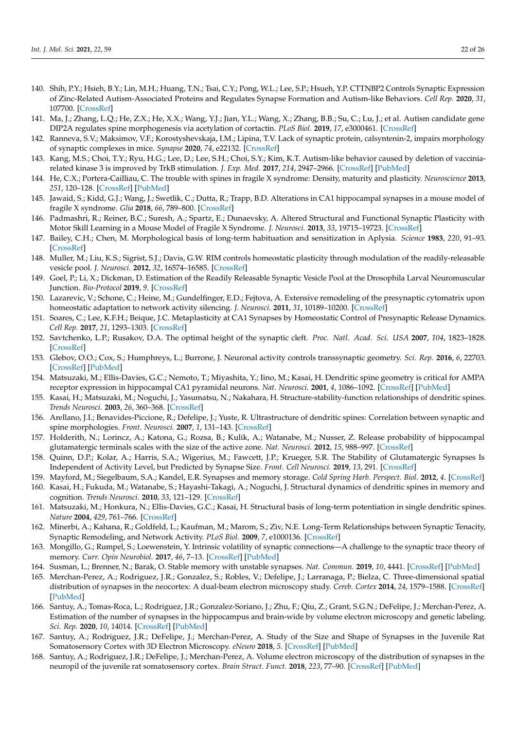140. Shih, P.Y.; Hsieh, B.Y.; Lin, M.H.; Huang, T.N.; Tsai, C.Y.; Pong, W.L.; Lee, S.P.; Hsueh, Y.P. CTTNBP2 Controls Synaptic Expression of Zinc-Related Autism-Associated Proteins and Regulates Synapse Formation and Autism-like Behaviors. *Cell Rep.* **2020**, *31*, 107700. [CrossRef]
141. Ma, J.; Zhang, L.Q.; He, Z.X.; He, X.X.; Wang, Y.J.; Jian, Y.L.; Wang, X.; Zhang, B.B.; Su, C.; Lu, J.; et al. Autism candidate gene DIP2A regulates spine morphogenesis via acetylation of cortactin. *PLoS Biol.* **2019**, *17*, e3000461. [CrossRef]
142. Ranneva, S.V.; Maksimov, V.F.; Korostyshevskaja, I.M.; Lipina, T.V. Lack of synaptic protein, calsyntenin-2, impairs morphology of synaptic complexes in mice. *Synapse* **2020**, *74*, e22132. [CrossRef]
143. Kang, M.S.; Choi, T.Y.; Ryu, H.G.; Lee, D.; Lee, S.H.; Choi, S.Y.; Kim, K.T. Autism-like behavior caused by deletion of vaccinia-related kinase 3 is improved by TrkB stimulation. *J. Exp. Med.* **2017**, *214*, 2947–2966. [CrossRef] [PubMed]
144. He, C.X.; Portera-Cailliau, C. The trouble with spines in fragile X syndrome: Density, maturity and plasticity. *Neuroscience* **2013**, *251*, 120–128. [CrossRef] [PubMed]
145. Jawaid, S.; Kidd, G.J.; Wang, J.; Swetlik, C.; Dutta, R.; Trapp, B.D. Alterations in CA1 hippocampal synapses in a mouse model of fragile X syndrome. *Glia* **2018**, *66*, 789–800. [CrossRef]
146. Padmashri, R.; Reiner, B.C.; Suresh, A.; Spartz, E.; Dunaevsky, A. Altered Structural and Functional Synaptic Plasticity with Motor Skill Learning in a Mouse Model of Fragile X Syndrome. *J. Neurosci.* **2013**, *33*, 19715–19723. [CrossRef]
147. Bailey, C.H.; Chen, M. Morphological basis of long-term habituation and sensitization in Aplysia. *Science* **1983**, *220*, 91–93. [CrossRef]
148. Muller, M.; Liu, K.S.; Sigrist, S.J.; Davis, G.W. RIM controls homeostatic plasticity through modulation of the readily-releasable vesicle pool. *J. Neurosci.* **2012**, *32*, 16574–16585. [CrossRef]
149. Goel, P.; Li, X.; Dickman, D. Estimation of the Readily Releasable Synaptic Vesicle Pool at the Drosophila Larval Neuromuscular Junction. *Bio-Protocol* **2019**, *9*. [CrossRef]
150. Lazarevic, V.; Schone, C.; Heine, M.; Gundelfinger, E.D.; Fejtova, A. Extensive remodeling of the presynaptic cytomatrix upon homeostatic adaptation to network activity silencing. *J. Neurosci.* **2011**, *31*, 10189–10200. [CrossRef]
151. Soares, C.; Lee, K.F.H.; Beique, J.C. Metaplasticity at CA1 Synapses by Homeostatic Control of Presynaptic Release Dynamics. *Cell Rep.* **2017**, *21*, 1293–1303. [CrossRef]
152. Savtchenko, L.P.; Rusakov, D.A. The optimal height of the synaptic cleft. *Proc. Natl. Acad. Sci. USA* **2007**, *104*, 1823–1828. [CrossRef]
153. Glebov, O.O.; Cox, S.; Humphreys, L.; Burrone, J. Neuronal activity controls transsynaptic geometry. *Sci. Rep.* **2016**, *6*, 22703. [CrossRef] [PubMed]
154. Matsuzaki, M.; Ellis-Davies, G.C.; Nemoto, T.; Miyashita, Y.; Iino, M.; Kasai, H. Dendritic spine geometry is critical for AMPA receptor expression in hippocampal CA1 pyramidal neurons. *Nat. Neurosci.* **2001**, *4*, 1086–1092. [CrossRef] [PubMed]
155. Kasai, H.; Matsuzaki, M.; Noguchi, J.; Yasumatsu, N.; Nakahara, H. Structure-stability-function relationships of dendritic spines. *Trends Neurosci.* **2003**, *26*, 360–368. [CrossRef]
156. Arellano, J.I.; Benavides-Piccione, R.; Defelipe, J.; Yuste, R. Ultrastructure of dendritic spines: Correlation between synaptic and spine morphologies. *Front. Neurosci.* **2007**, *1*, 131–143. [CrossRef]
157. Holderith, N.; Lorincz, A.; Katona, G.; Rozsa, B.; Kulik, A.; Watanabe, M.; Nusser, Z. Release probability of hippocampal glutamatergic terminals scales with the size of the active zone. *Nat. Neurosci.* **2012**, *15*, 988–997. [CrossRef]
158. Quinn, D.P.; Kolar, A.; Harris, S.A.; Wigerius, M.; Fawcett, J.P.; Krueger, S.R. The Stability of Glutamatergic Synapses Is Independent of Activity Level, but Predicted by Synapse Size. *Front. Cell Neurosci.* **2019**, *13*, 291. [CrossRef]
159. Mayford, M.; Siegelbaum, S.A.; Kandel, E.R. Synapses and memory storage. *Cold Spring Harb. Perspect. Biol.* **2012**, *4*. [CrossRef]
160. Kasai, H.; Fukuda, M.; Watanabe, S.; Hayashi-Takagi, A.; Noguchi, J. Structural dynamics of dendritic spines in memory and cognition. *Trends Neurosci.* **2010**, *33*, 121–129. [CrossRef]
161. Matsuzaki, M.; Honkura, N.; Ellis-Davies, G.C.; Kasai, H. Structural basis of long-term potentiation in single dendritic spines. *Nature* **2004**, *429*, 761–766. [CrossRef]
162. Minerbi, A.; Kahana, R.; Goldfeld, L.; Kaufman, M.; Marom, S.; Ziv, N.E. Long-Term Relationships between Synaptic Tenacity, Synaptic Remodeling, and Network Activity. *PLoS Biol.* **2009**, *7*, e1000136. [CrossRef]
163. Mongillo, G.; Rumpel, S.; Loewenstein, Y. Intrinsic volatility of synaptic connections—A challenge to the synaptic trace theory of memory. *Curr. Opin Neurobiol.* **2017**, *46*, 7–13. [CrossRef] [PubMed]
164. Susman, L.; Brenner, N.; Barak, O. Stable memory with unstable synapses. *Nat. Commun.* **2019**, *10*, 4441. [CrossRef] [PubMed]
165. Merchan-Perez, A.; Rodriguez, J.R.; Gonzalez, S.; Robles, V.; Defelipe, J.; Larranaga, P.; Bielza, C. Three-dimensional spatial distribution of synapses in the neocortex: A dual-beam electron microscopy study. *Cereb. Cortex* **2014**, *24*, 1579–1588. [CrossRef] [PubMed]
166. Santuy, A.; Tomas-Roca, L.; Rodriguez, J.R.; Gonzalez-Soriano, J.; Zhu, F.; Qiu, Z.; Grant, S.G.N.; DeFelipe, J.; Merchan-Perez, A. Estimation of the number of synapses in the hippocampus and brain-wide by volume electron microscopy and genetic labeling. *Sci. Rep.* **2020**, *10*, 14014. [CrossRef] [PubMed]
167. Santuy, A.; Rodriguez, J.R.; DeFelipe, J.; Merchan-Perez, A. Study of the Size and Shape of Synapses in the Juvenile Rat Somatosensory Cortex with 3D Electron Microscopy. *eNeuro* **2018**, *5*. [CrossRef] [PubMed]
168. Santuy, A.; Rodriguez, J.R.; DeFelipe, J.; Merchan-Perez, A. Volume electron microscopy of the distribution of synapses in the neuropil of the juvenile rat somatosensory cortex. *Brain Struct. Funct.* **2018**, *223*, 77–90. [CrossRef] [PubMed]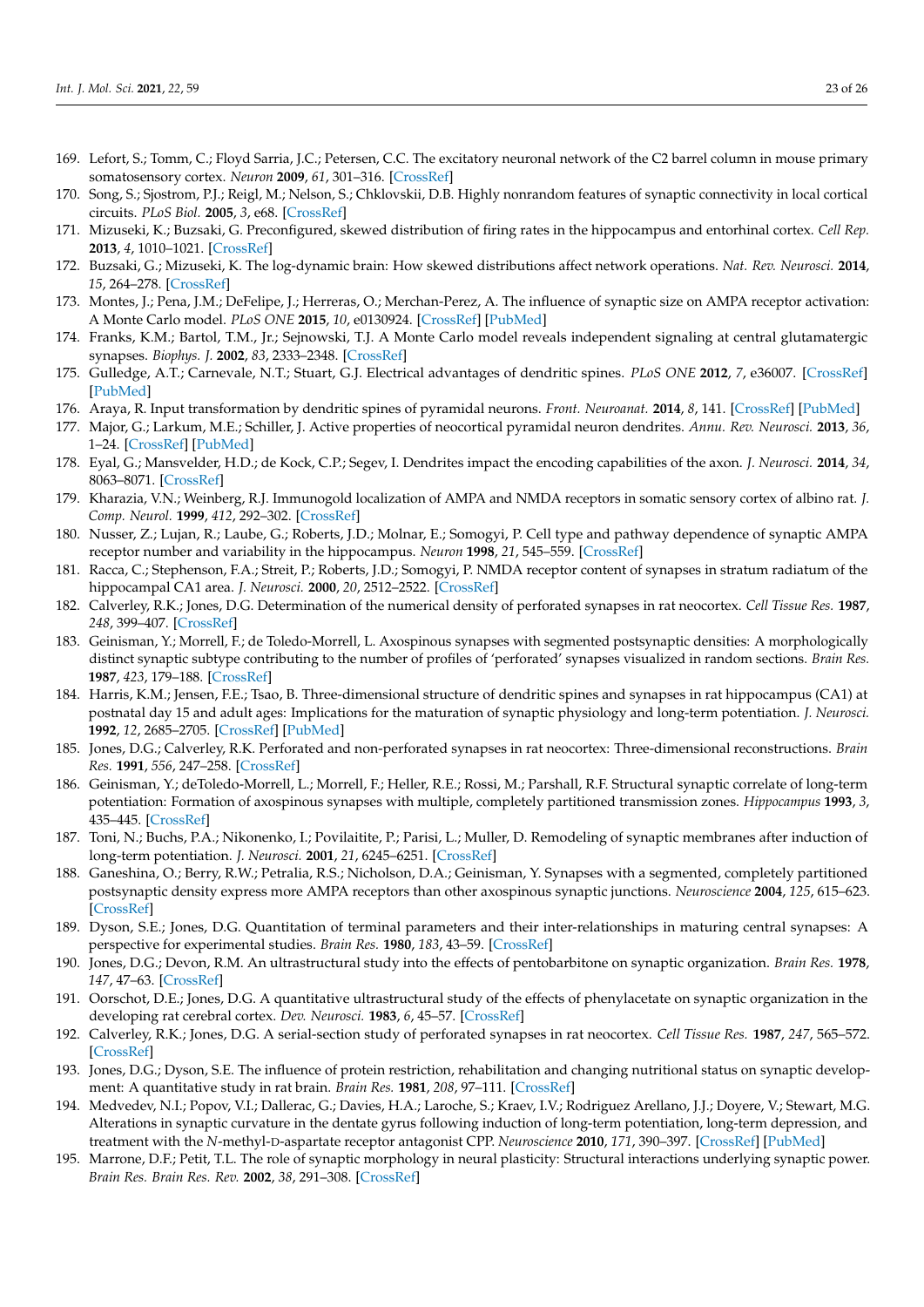169. Lefort, S.; Tomm, C.; Floyd Sarria, J.C.; Petersen, C.C. The excitatory neuronal network of the C2 barrel column in mouse primary somatosensory cortex. *Neuron* **2009**, *61*, 301–316. [CrossRef]
170. Song, S.; Sjostrom, P.J.; Reigl, M.; Nelson, S.; Chklovskii, D.B. Highly nonrandom features of synaptic connectivity in local cortical circuits. *PLoS Biol.* **2005**, *3*, e68. [CrossRef]
171. Mizuseki, K.; Buzsaki, G. Preconfigured, skewed distribution of firing rates in the hippocampus and entorhinal cortex. *Cell Rep.* **2013**, *4*, 1010–1021. [CrossRef]
172. Buzsaki, G.; Mizuseki, K. The log-dynamic brain: How skewed distributions affect network operations. *Nat. Rev. Neurosci.* **2014**, *15*, 264–278. [CrossRef]
173. Montes, J.; Pena, J.M.; DeFelipe, J.; Herreras, O.; Merchan-Perez, A. The influence of synaptic size on AMPA receptor activation: A Monte Carlo model. *PLoS ONE* **2015**, *10*, e0130924. [CrossRef] [PubMed]
174. Franks, K.M.; Bartol, T.M., Jr.; Sejnowski, T.J. A Monte Carlo model reveals independent signaling at central glutamatergic synapses. *Biophys. J.* **2002**, *83*, 2333–2348. [CrossRef]
175. Gulledge, A.T.; Carnevale, N.T.; Stuart, G.J. Electrical advantages of dendritic spines. *PLoS ONE* **2012**, *7*, e36007. [CrossRef] [PubMed]
176. Araya, R. Input transformation by dendritic spines of pyramidal neurons. *Front. Neuroanat.* **2014**, *8*, 141. [CrossRef] [PubMed]
177. Major, G.; Larkum, M.E.; Schiller, J. Active properties of neocortical pyramidal neuron dendrites. *Annu. Rev. Neurosci.* **2013**, *36*, 1–24. [CrossRef] [PubMed]
178. Eyal, G.; Mansvelder, H.D.; de Kock, C.P.; Segev, I. Dendrites impact the encoding capabilities of the axon. *J. Neurosci.* **2014**, *34*, 8063–8071. [CrossRef]
179. Kharazia, V.N.; Weinberg, R.J. Immunogold localization of AMPA and NMDA receptors in somatic sensory cortex of albino rat. *J. Comp. Neurol.* **1999**, *412*, 292–302. [CrossRef]
180. Nusser, Z.; Lujan, R.; Laube, G.; Roberts, J.D.; Molnar, E.; Somogyi, P. Cell type and pathway dependence of synaptic AMPA receptor number and variability in the hippocampus. *Neuron* **1998**, *21*, 545–559. [CrossRef]
181. Racca, C.; Stephenson, F.A.; Streit, P.; Roberts, J.D.; Somogyi, P. NMDA receptor content of synapses in stratum radiatum of the hippocampal CA1 area. *J. Neurosci.* **2000**, *20*, 2512–2522. [CrossRef]
182. Calverley, R.K.; Jones, D.G. Determination of the numerical density of perforated synapses in rat neocortex. *Cell Tissue Res.* **1987**, *248*, 399–407. [CrossRef]
183. Geinisman, Y.; Morrell, F.; de Toledo-Morrell, L. Axospinous synapses with segmented postsynaptic densities: A morphologically distinct synaptic subtype contributing to the number of profiles of 'perforated' synapses visualized in random sections. *Brain Res.* **1987**, *423*, 179–188. [CrossRef]
184. Harris, K.M.; Jensen, F.E.; Tsao, B. Three-dimensional structure of dendritic spines and synapses in rat hippocampus (CA1) at postnatal day 15 and adult ages: Implications for the maturation of synaptic physiology and long-term potentiation. *J. Neurosci.* **1992**, *12*, 2685–2705. [CrossRef] [PubMed]
185. Jones, D.G.; Calverley, R.K. Perforated and non-perforated synapses in rat neocortex: Three-dimensional reconstructions. *Brain Res.* **1991**, *556*, 247–258. [CrossRef]
186. Geinisman, Y.; deToledo-Morrell, L.; Morrell, F.; Heller, R.E.; Rossi, M.; Parshall, R.F. Structural synaptic correlate of long-term potentiation: Formation of axospinous synapses with multiple, completely partitioned transmission zones. *Hippocampus* **1993**, *3*, 435–445. [CrossRef]
187. Toni, N.; Buchs, P.A.; Nikonenko, I.; Povilaitite, P.; Parisi, L.; Muller, D. Remodeling of synaptic membranes after induction of long-term potentiation. *J. Neurosci.* **2001**, *21*, 6245–6251. [CrossRef]
188. Ganeshina, O.; Berry, R.W.; Petralia, R.S.; Nicholson, D.A.; Geinisman, Y. Synapses with a segmented, completely partitioned postsynaptic density express more AMPA receptors than other axospinous synaptic junctions. *Neuroscience* **2004**, *125*, 615–623. [CrossRef]
189. Dyson, S.E.; Jones, D.G. Quantitation of terminal parameters and their inter-relationships in maturing central synapses: A perspective for experimental studies. *Brain Res.* **1980**, *183*, 43–59. [CrossRef]
190. Jones, D.G.; Devon, R.M. An ultrastructural study into the effects of pentobarbitone on synaptic organization. *Brain Res.* **1978**, *147*, 47–63. [CrossRef]
191. Oorschot, D.E.; Jones, D.G. A quantitative ultrastructural study of the effects of phenylacetate on synaptic organization in the developing rat cerebral cortex. *Dev. Neurosci.* **1983**, *6*, 45–57. [CrossRef]
192. Calverley, R.K.; Jones, D.G. A serial-section study of perforated synapses in rat neocortex. *Cell Tissue Res.* **1987**, *247*, 565–572. [CrossRef]
193. Jones, D.G.; Dyson, S.E. The influence of protein restriction, rehabilitation and changing nutritional status on synaptic development: A quantitative study in rat brain. *Brain Res.* **1981**, *208*, 97–111. [CrossRef]
194. Medvedev, N.I.; Popov, V.I.; Dallerac, G.; Davies, H.A.; Laroche, S.; Kraev, I.V.; Rodriguez Arellano, J.J.; Doyere, V.; Stewart, M.G. Alterations in synaptic curvature in the dentate gyrus following induction of long-term potentiation, long-term depression, and treatment with the *N*-methyl-D-aspartate receptor antagonist CPP. *Neuroscience* **2010**, *171*, 390–397. [CrossRef] [PubMed]
195. Marrone, D.F.; Petit, T.L. The role of synaptic morphology in neural plasticity: Structural interactions underlying synaptic power. *Brain Res. Brain Res. Rev.* **2002**, *38*, 291–308. [CrossRef]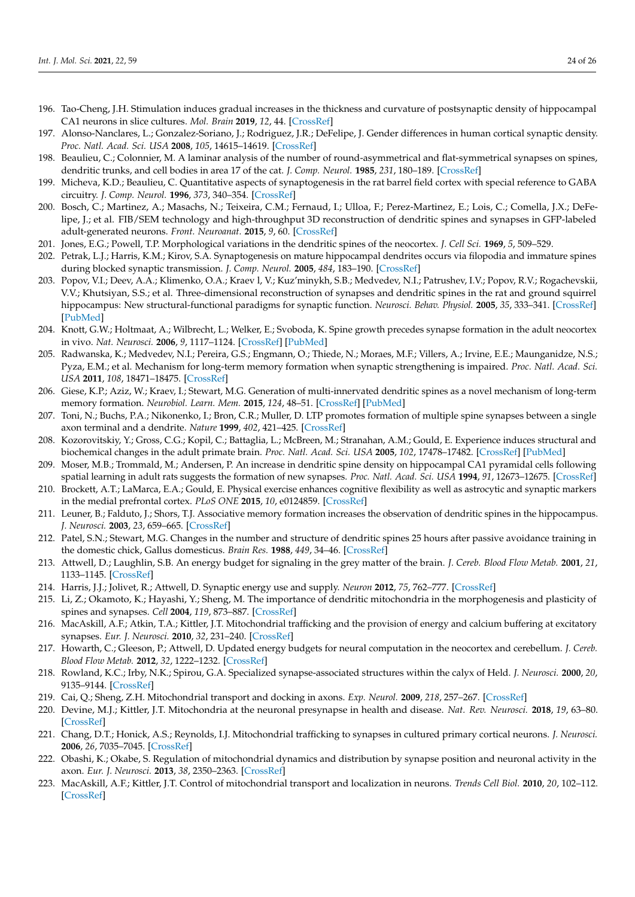196. Tao-Cheng, J.H. Stimulation induces gradual increases in the thickness and curvature of postsynaptic density of hippocampal CA1 neurons in slice cultures. *Mol. Brain* **2019**, *12*, 44. [CrossRef]
197. Alonso-Nanclares, L.; Gonzalez-Soriano, J.; Rodriguez, J.R.; DeFelipe, J. Gender differences in human cortical synaptic density. *Proc. Natl. Acad. Sci. USA* **2008**, *105*, 14615–14619. [CrossRef]
198. Beaulieu, C.; Colonnier, M. A laminar analysis of the number of round-asymmetrical and flat-symmetrical synapses on spines, dendritic trunks, and cell bodies in area 17 of the cat. *J. Comp. Neurol.* **1985**, *231*, 180–189. [CrossRef]
199. Micheva, K.D.; Beaulieu, C. Quantitative aspects of synaptogenesis in the rat barrel field cortex with special reference to GABA circuitry. *J. Comp. Neurol.* **1996**, *373*, 340–354. [CrossRef]
200. Bosch, C.; Martinez, A.; Masachs, N.; Teixeira, C.M.; Fernaud, I.; Ulloa, F.; Perez-Martinez, E.; Lois, C.; Comella, J.X.; DeFelipe, J.; et al. FIB/SEM technology and high-throughput 3D reconstruction of dendritic spines and synapses in GFP-labeled adult-generated neurons. *Front. Neuroanat.* **2015**, *9*, 60. [CrossRef]
201. Jones, E.G.; Powell, T.P. Morphological variations in the dendritic spines of the neocortex. *J. Cell Sci.* **1969**, *5*, 509–529.
202. Petrak, L.J.; Harris, K.M.; Kirov, S.A. Synaptogenesis on mature hippocampal dendrites occurs via filopodia and immature spines during blocked synaptic transmission. *J. Comp. Neurol.* **2005**, *484*, 183–190. [CrossRef]
203. Popov, V.I.; Deev, A.A.; Klimenko, O.A.; Kraev I, V.; Kuz'minykh, S.B.; Medvedev, N.I.; Patrushev, I.V.; Popov, R.V.; Rogachevskii, V.V.; Khutsiyan, S.S.; et al. Three-dimensional reconstruction of synapses and dendritic spines in the rat and ground squirrel hippocampus: New structural-functional paradigms for synaptic function. *Neurosci. Behav. Physiol.* **2005**, *35*, 333–341. [CrossRef] [PubMed]
204. Knott, G.W.; Holtmaat, A.; Wilbrecht, L.; Welker, E.; Svoboda, K. Spine growth precedes synapse formation in the adult neocortex in vivo. *Nat. Neurosci.* **2006**, *9*, 1117–1124. [CrossRef] [PubMed]
205. Radwanska, K.; Medvedev, N.I.; Pereira, G.S.; Engmann, O.; Thiede, N.; Moraes, M.F.; Villers, A.; Irvine, E.E.; Maunganidze, N.S.; Pyza, E.M.; et al. Mechanism for long-term memory formation when synaptic strengthening is impaired. *Proc. Natl. Acad. Sci. USA* **2011**, *108*, 18471–18475. [CrossRef]
206. Giese, K.P.; Aziz, W.; Kraev, I.; Stewart, M.G. Generation of multi-innervated dendritic spines as a novel mechanism of long-term memory formation. *Neurobiol. Learn. Mem.* **2015**, *124*, 48–51. [CrossRef] [PubMed]
207. Toni, N.; Buchs, P.A.; Nikonenko, I.; Bron, C.R.; Muller, D. LTP promotes formation of multiple spine synapses between a single axon terminal and a dendrite. *Nature* **1999**, *402*, 421–425. [CrossRef]
208. Kozorovitskiy, Y.; Gross, C.G.; Kopil, C.; Battaglia, L.; McBreen, M.; Stranahan, A.M.; Gould, E. Experience induces structural and biochemical changes in the adult primate brain. *Proc. Natl. Acad. Sci. USA* **2005**, *102*, 17478–17482. [CrossRef] [PubMed]
209. Moser, M.B.; Trommald, M.; Andersen, P. An increase in dendritic spine density on hippocampal CA1 pyramidal cells following spatial learning in adult rats suggests the formation of new synapses. *Proc. Natl. Acad. Sci. USA* **1994**, *91*, 12673–12675. [CrossRef]
210. Brockett, A.T.; LaMarca, E.A.; Gould, E. Physical exercise enhances cognitive flexibility as well as astrocytic and synaptic markers in the medial prefrontal cortex. *PLoS ONE* **2015**, *10*, e0124859. [CrossRef]
211. Leuner, B.; Falduto, J.; Shors, T.J. Associative memory formation increases the observation of dendritic spines in the hippocampus. *J. Neurosci.* **2003**, *23*, 659–665. [CrossRef]
212. Patel, S.N.; Stewart, M.G. Changes in the number and structure of dendritic spines 25 hours after passive avoidance training in the domestic chick, Gallus domesticus. *Brain Res.* **1988**, *449*, 34–46. [CrossRef]
213. Attwell, D.; Laughlin, S.B. An energy budget for signaling in the grey matter of the brain. *J. Cereb. Blood Flow Metab.* **2001**, *21*, 1133–1145. [CrossRef]
214. Harris, J.J.; Jolivet, R.; Attwell, D. Synaptic energy use and supply. *Neuron* **2012**, *75*, 762–777. [CrossRef]
215. Li, Z.; Okamoto, K.; Hayashi, Y.; Sheng, M. The importance of dendritic mitochondria in the morphogenesis and plasticity of spines and synapses. *Cell* **2004**, *119*, 873–887. [CrossRef]
216. MacAskill, A.F.; Atkin, T.A.; Kittler, J.T. Mitochondrial trafficking and the provision of energy and calcium buffering at excitatory synapses. *Eur. J. Neurosci.* **2010**, *32*, 231–240. [CrossRef]
217. Howarth, C.; Gleeson, P.; Attwell, D. Updated energy budgets for neural computation in the neocortex and cerebellum. *J. Cereb. Blood Flow Metab.* **2012**, *32*, 1222–1232. [CrossRef]
218. Rowland, K.C.; Irby, N.K.; Spirou, G.A. Specialized synapse-associated structures within the calyx of Held. *J. Neurosci.* **2000**, *20*, 9135–9144. [CrossRef]
219. Cai, Q.; Sheng, Z.H. Mitochondrial transport and docking in axons. *Exp. Neurol.* **2009**, *218*, 257–267. [CrossRef]
220. Devine, M.J.; Kittler, J.T. Mitochondria at the neuronal presynapse in health and disease. *Nat. Rev. Neurosci.* **2018**, *19*, 63–80. [CrossRef]
221. Chang, D.T.; Honick, A.S.; Reynolds, I.J. Mitochondrial trafficking to synapses in cultured primary cortical neurons. *J. Neurosci.* **2006**, *26*, 7035–7045. [CrossRef]
222. Obashi, K.; Okabe, S. Regulation of mitochondrial dynamics and distribution by synapse position and neuronal activity in the axon. *Eur. J. Neurosci.* **2013**, *38*, 2350–2363. [CrossRef]
223. MacAskill, A.F.; Kittler, J.T. Control of mitochondrial transport and localization in neurons. *Trends Cell Biol.* **2010**, *20*, 102–112. [CrossRef]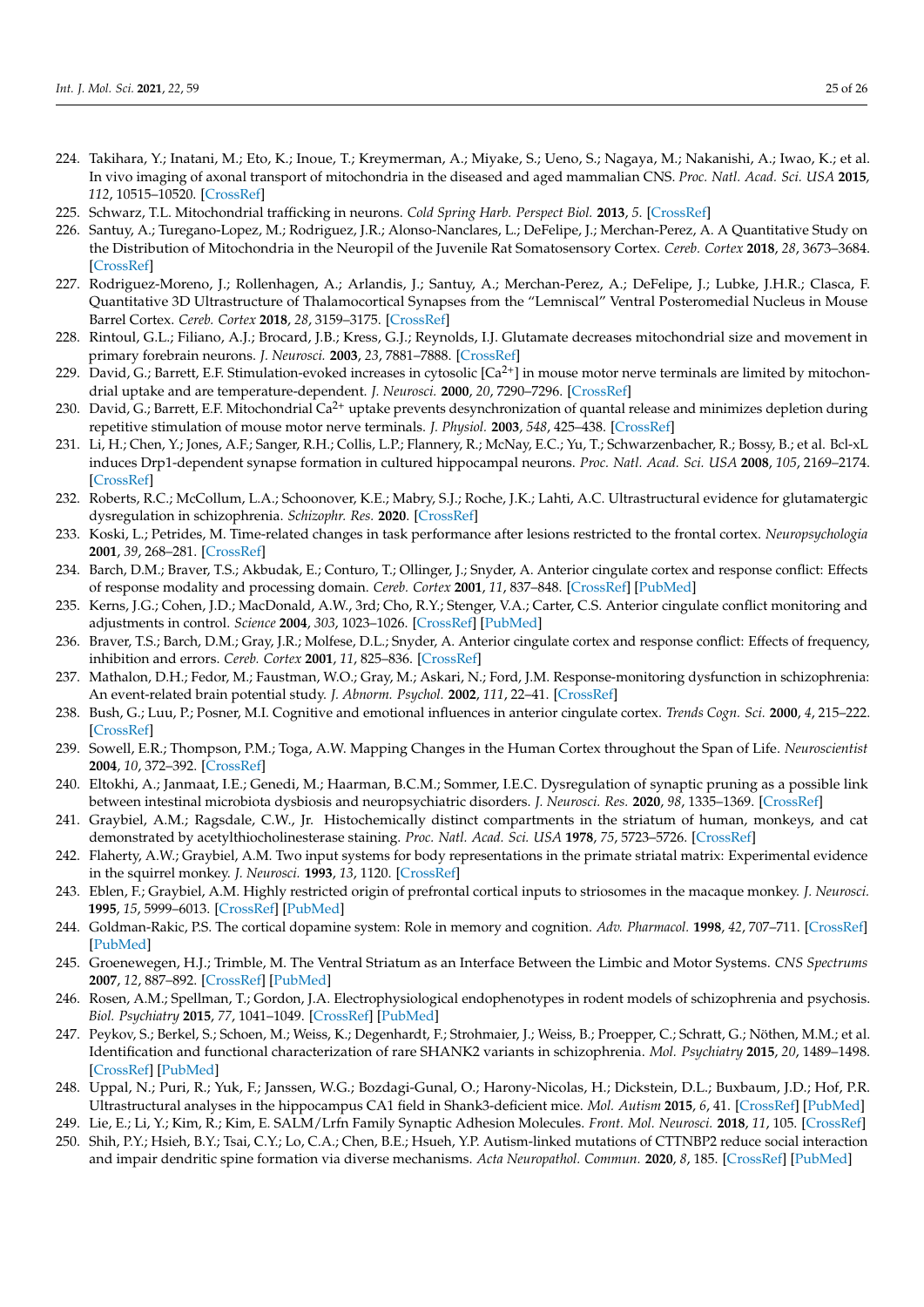224. Takihara, Y.; Inatani, M.; Eto, K.; Inoue, T.; Kreymerman, A.; Miyake, S.; Ueno, S.; Nagaya, M.; Nakanishi, A.; Iwao, K.; et al. In vivo imaging of axonal transport of mitochondria in the diseased and aged mammalian CNS. *Proc. Natl. Acad. Sci. USA* **2015**, *112*, 10515–10520. [CrossRef]
225. Schwarz, T.L. Mitochondrial trafficking in neurons. *Cold Spring Harb. Perspect Biol.* **2013**, *5*. [CrossRef]
226. Santuy, A.; Turegano-Lopez, M.; Rodriguez, J.R.; Alonso-Nanclares, L.; DeFelipe, J.; Merchan-Perez, A. A Quantitative Study on the Distribution of Mitochondria in the Neuropil of the Juvenile Rat Somatosensory Cortex. *Cereb. Cortex* **2018**, *28*, 3673–3684. [CrossRef]
227. Rodriguez-Moreno, J.; Rollenhagen, A.; Arlandis, J.; Santuy, A.; Merchan-Perez, A.; DeFelipe, J.; Lubke, J.H.R.; Clasca, F. Quantitative 3D Ultrastructure of Thalamocortical Synapses from the "Lemniscal" Ventral Posteromedial Nucleus in Mouse Barrel Cortex. *Cereb. Cortex* **2018**, *28*, 3159–3175. [CrossRef]
228. Rintoul, G.L.; Filiano, A.J.; Brocard, J.B.; Kress, G.J.; Reynolds, I.J. Glutamate decreases mitochondrial size and movement in primary forebrain neurons. *J. Neurosci.* **2003**, *23*, 7881–7888. [CrossRef]
229. David, G.; Barrett, E.F. Stimulation-evoked increases in cytosolic [$Ca^{2+}$] in mouse motor nerve terminals are limited by mitochondrial uptake and are temperature-dependent. *J. Neurosci.* **2000**, *20*, 7290–7296. [CrossRef]
230. David, G.; Barrett, E.F. Mitochondrial $Ca^{2+}$ uptake prevents desynchronization of quantal release and minimizes depletion during repetitive stimulation of mouse motor nerve terminals. *J. Physiol.* **2003**, *548*, 425–438. [CrossRef]
231. Li, H.; Chen, Y.; Jones, A.F.; Sanger, R.H.; Collis, L.P.; Flannery, R.; McNay, E.C.; Yu, T.; Schwarzenbacher, R.; Bossy, B.; et al. Bcl-xL induces Drp1-dependent synapse formation in cultured hippocampal neurons. *Proc. Natl. Acad. Sci. USA* **2008**, *105*, 2169–2174. [CrossRef]
232. Roberts, R.C.; McCollum, L.A.; Schoonover, K.E.; Mabry, S.J.; Roche, J.K.; Lahti, A.C. Ultrastructural evidence for glutamatergic dysregulation in schizophrenia. *Schizophr. Res.* **2020**. [CrossRef]
233. Koski, L.; Petrides, M. Time-related changes in task performance after lesions restricted to the frontal cortex. *Neuropsychologia* **2001**, *39*, 268–281. [CrossRef]
234. Barch, D.M.; Braver, T.S.; Akbudak, E.; Conturo, T.; Ollinger, J.; Snyder, A. Anterior cingulate cortex and response conflict: Effects of response modality and processing domain. *Cereb. Cortex* **2001**, *11*, 837–848. [CrossRef] [PubMed]
235. Kerns, J.G.; Cohen, J.D.; MacDonald, A.W., 3rd; Cho, R.Y.; Stenger, V.A.; Carter, C.S. Anterior cingulate conflict monitoring and adjustments in control. *Science* **2004**, *303*, 1023–1026. [CrossRef] [PubMed]
236. Braver, T.S.; Barch, D.M.; Gray, J.R.; Molfese, D.L.; Snyder, A. Anterior cingulate cortex and response conflict: Effects of frequency, inhibition and errors. *Cereb. Cortex* **2001**, *11*, 825–836. [CrossRef]
237. Mathalon, D.H.; Fedor, M.; Faustman, W.O.; Gray, M.; Askari, N.; Ford, J.M. Response-monitoring dysfunction in schizophrenia: An event-related brain potential study. *J. Abnorm. Psychol.* **2002**, *111*, 22–41. [CrossRef]
238. Bush, G.; Luu, P.; Posner, M.I. Cognitive and emotional influences in anterior cingulate cortex. *Trends Cogn. Sci.* **2000**, *4*, 215–222. [CrossRef]
239. Sowell, E.R.; Thompson, P.M.; Toga, A.W. Mapping Changes in the Human Cortex throughout the Span of Life. *Neuroscientist* **2004**, *10*, 372–392. [CrossRef]
240. Eltokhi, A.; Janmaat, I.E.; Genedi, M.; Haarman, B.C.M.; Sommer, I.E.C. Dysregulation of synaptic pruning as a possible link between intestinal microbiota dysbiosis and neuropsychiatric disorders. *J. Neurosci. Res.* **2020**, *98*, 1335–1369. [CrossRef]
241. Graybiel, A.M.; Ragsdale, C.W., Jr. Histochemically distinct compartments in the striatum of human, monkeys, and cat demonstrated by acetylthiocholinesterase staining. *Proc. Natl. Acad. Sci. USA* **1978**, *75*, 5723–5726. [CrossRef]
242. Flaherty, A.W.; Graybiel, A.M. Two input systems for body representations in the primate striatal matrix: Experimental evidence in the squirrel monkey. *J. Neurosci.* **1993**, *13*, 1120. [CrossRef]
243. Eblen, F.; Graybiel, A.M. Highly restricted origin of prefrontal cortical inputs to striosomes in the macaque monkey. *J. Neurosci.* **1995**, *15*, 5999–6013. [CrossRef] [PubMed]
244. Goldman-Rakic, P.S. The cortical dopamine system: Role in memory and cognition. *Adv. Pharmacol.* **1998**, *42*, 707–711. [CrossRef] [PubMed]
245. Groenewegen, H.J.; Trimble, M. The Ventral Striatum as an Interface Between the Limbic and Motor Systems. *CNS Spectrums* **2007**, *12*, 887–892. [CrossRef] [PubMed]
246. Rosen, A.M.; Spellman, T.; Gordon, J.A. Electrophysiological endophenotypes in rodent models of schizophrenia and psychosis. *Biol. Psychiatry* **2015**, *77*, 1041–1049. [CrossRef] [PubMed]
247. Peykov, S.; Berkel, S.; Schoen, M.; Weiss, K.; Degenhardt, F.; Strohmaier, J.; Weiss, B.; Proepper, C.; Schratt, G.; Nöthen, M.M.; et al. Identification and functional characterization of rare SHANK2 variants in schizophrenia. *Mol. Psychiatry* **2015**, *20*, 1489–1498. [CrossRef] [PubMed]
248. Uppal, N.; Puri, R.; Yuk, F.; Janssen, W.G.; Bozdagi-Gunal, O.; Harony-Nicolas, H.; Dickstein, D.L.; Buxbaum, J.D.; Hof, P.R. Ultrastructural analyses in the hippocampus CA1 field in Shank3-deficient mice. *Mol. Autism* **2015**, *6*, 41. [CrossRef] [PubMed]
249. Lie, E.; Li, Y.; Kim, R.; Kim, E. SALM/Lrfn Family Synaptic Adhesion Molecules. *Front. Mol. Neurosci.* **2018**, *11*, 105. [CrossRef]
250. Shih, P.Y.; Hsieh, B.Y.; Tsai, C.Y.; Lo, C.A.; Chen, B.E.; Hsueh, Y.P. Autism-linked mutations of CTTNBP2 reduce social interaction and impair dendritic spine formation via diverse mechanisms. *Acta Neuropathol. Commun.* **2020**, *8*, 185. [CrossRef] [PubMed]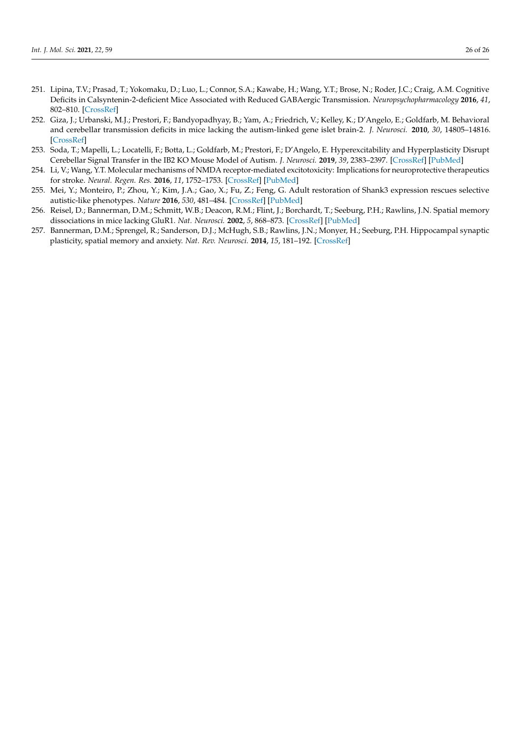251. Lipina, T.V.; Prasad, T.; Yokomaku, D.; Luo, L.; Connor, S.A.; Kawabe, H.; Wang, Y.T.; Brose, N.; Roder, J.C.; Craig, A.M. Cognitive Deficits in Calsyntenin-2-deficient Mice Associated with Reduced GABAergic Transmission. *Neuropsychopharmacology* **2016**, *41*, 802–810. [CrossRef]
252. Giza, J.; Urbanski, M.J.; Prestori, F.; Bandyopadhyay, B.; Yam, A.; Friedrich, V.; Kelley, K.; D'Angelo, E.; Goldfarb, M. Behavioral and cerebellar transmission deficits in mice lacking the autism-linked gene islet brain-2. *J. Neurosci.* **2010**, *30*, 14805–14816. [CrossRef]
253. Soda, T.; Mapelli, L.; Locatelli, F.; Botta, L.; Goldfarb, M.; Prestori, F.; D'Angelo, E. Hyperexcitability and Hyperplasticity Disrupt Cerebellar Signal Transfer in the IB2 KO Mouse Model of Autism. *J. Neurosci.* **2019**, *39*, 2383–2397. [CrossRef] [PubMed]
254. Li, V.; Wang, Y.T. Molecular mechanisms of NMDA receptor-mediated excitotoxicity: Implications for neuroprotective therapeutics for stroke. *Neural. Regen. Res.* **2016**, *11*, 1752–1753. [CrossRef] [PubMed]
255. Mei, Y.; Monteiro, P.; Zhou, Y.; Kim, J.A.; Gao, X.; Fu, Z.; Feng, G. Adult restoration of Shank3 expression rescues selective autistic-like phenotypes. *Nature* **2016**, *530*, 481–484. [CrossRef] [PubMed]
256. Reisel, D.; Bannerman, D.M.; Schmitt, W.B.; Deacon, R.M.; Flint, J.; Borchardt, T.; Seeburg, P.H.; Rawlins, J.N. Spatial memory dissociations in mice lacking GluR1. *Nat. Neurosci.* **2002**, *5*, 868–873. [CrossRef] [PubMed]
257. Bannerman, D.M.; Sprengel, R.; Sanderson, D.J.; McHugh, S.B.; Rawlins, J.N.; Monyer, H.; Seeburg, P.H. Hippocampal synaptic plasticity, spatial memory and anxiety. *Nat. Rev. Neurosci.* **2014**, *15*, 181–192. [CrossRef]